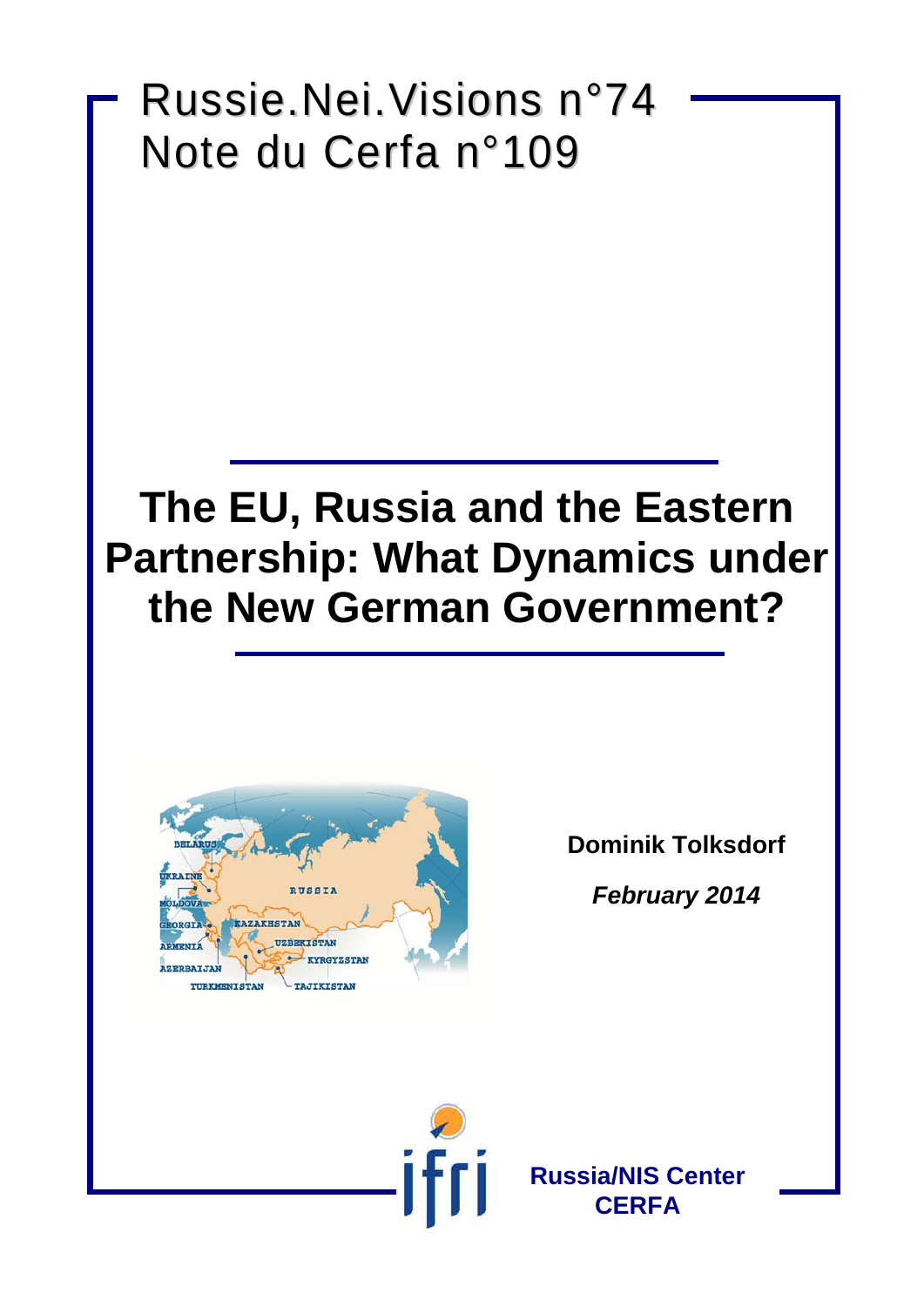Russie.Nei.Visions n°74
Note du Cerfa n°109

# The EU, Russia and the Eastern Partnership: What Dynamics under the New German Government?

**Dominik Tolksdorf**

***February 2014***

**Russia/NIS Center**
**CERFA**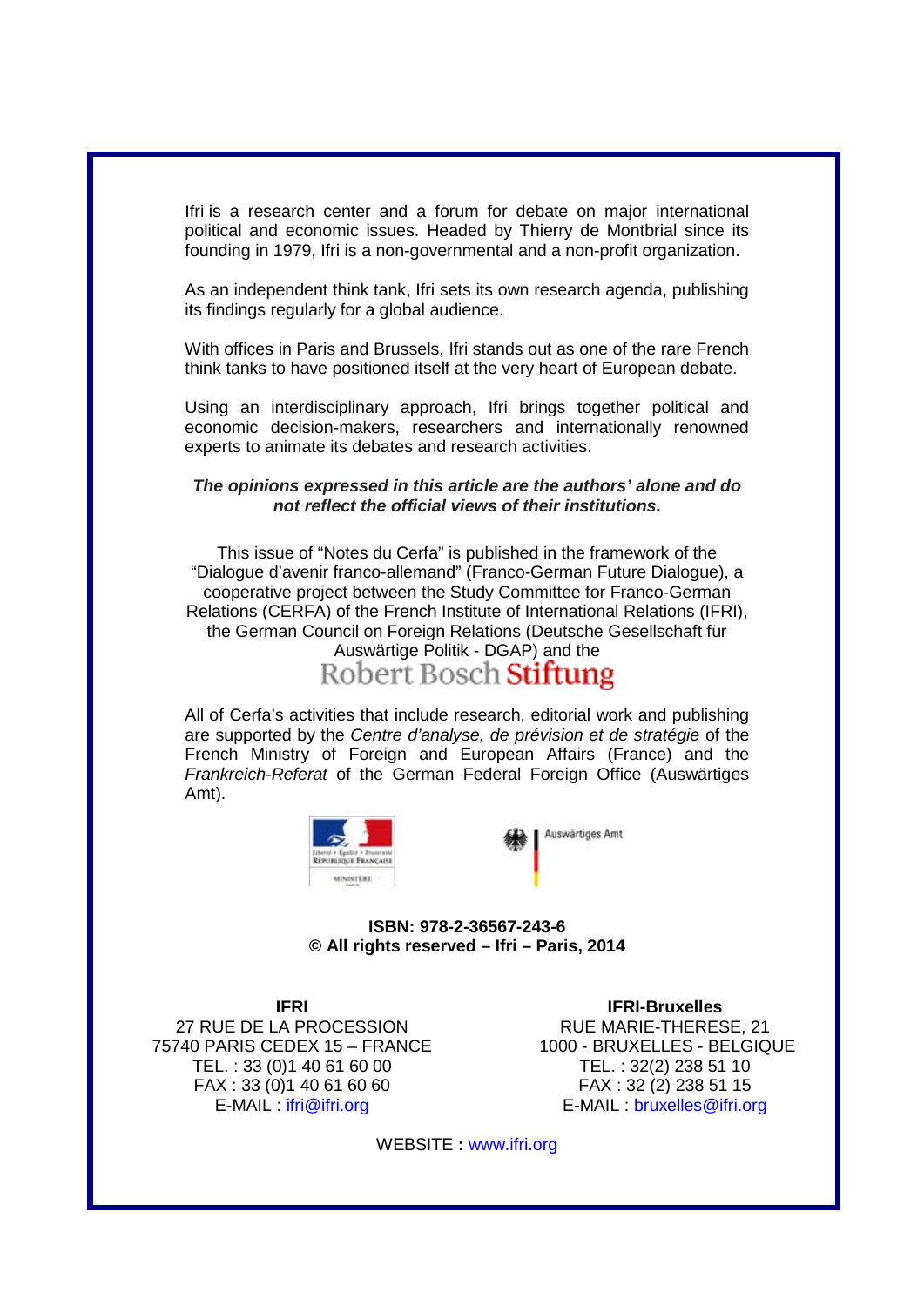Ifri is a research center and a forum for debate on major international political and economic issues. Headed by Thierry de Montbrial since its founding in 1979, Ifri is a non-governmental and a non-profit organization.

As an independent think tank, Ifri sets its own research agenda, publishing its findings regularly for a global audience.

With offices in Paris and Brussels, Ifri stands out as one of the rare French think tanks to have positioned itself at the very heart of European debate.

Using an interdisciplinary approach, Ifri brings together political and economic decision-makers, researchers and internationally renowned experts to animate its debates and research activities.

***The opinions expressed in this article are the authors' alone and do not reflect the official views of their institutions.***

This issue of "Notes du Cerfa" is published in the framework of the "Dialogue d'avenir franco-allemand" (Franco-German Future Dialogue), a cooperative project between the Study Committee for Franco-German Relations (CERFA) of the French Institute of International Relations (IFRI), the German Council on Foreign Relations (Deutsche Gesellschaft für Auswärtige Politik - DGAP) and the Robert Bosch Stiftung

All of Cerfa's activities that include research, editorial work and publishing are supported by the *Centre d'analyse, de prévision et de stratégie* of the French Ministry of Foreign and European Affairs (France) and the *Frankreich-Referat* of the German Federal Foreign Office (Auswärtiges Amt).

**ISBN: 978-2-36567-243-6**
**© All rights reserved – Ifri – Paris, 2014**

**IFRI**
27 RUE DE LA PROCESSION
75740 PARIS CEDEX 15 – FRANCE
TEL. : 33 (0)1 40 61 60 00
FAX : 33 (0)1 40 61 60 60
E-MAIL : ifri@ifri.org

**IFRI-Bruxelles**
RUE MARIE-THERESE, 21
1000 - BRUXELLES - BELGIQUE
TEL. : 32(2) 238 51 10
FAX : 32 (2) 238 51 15
E-MAIL : bruxelles@ifri.org

WEBSITE **:** www.ifri.org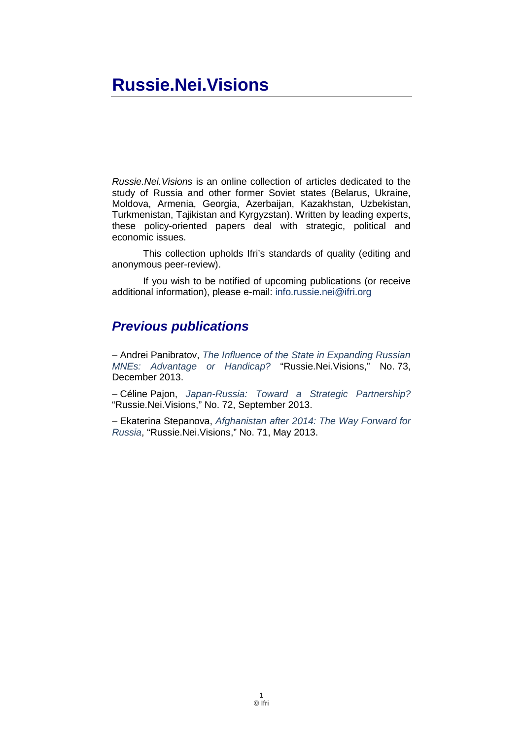# Russie.Nei.Visions

*Russie.Nei.Visions* is an online collection of articles dedicated to the study of Russia and other former Soviet states (Belarus, Ukraine, Moldova, Armenia, Georgia, Azerbaijan, Kazakhstan, Uzbekistan, Turkmenistan, Tajikistan and Kyrgyzstan). Written by leading experts, these policy-oriented papers deal with strategic, political and economic issues.

This collection upholds Ifri's standards of quality (editing and anonymous peer-review).

If you wish to be notified of upcoming publications (or receive additional information), please e-mail: info.russie.nei@ifri.org

## *Previous publications*

– Andrei Panibratov, *The Influence of the State in Expanding Russian MNEs: Advantage or Handicap?* "Russie.Nei.Visions," No. 73, December 2013.

– Céline Pajon, *Japan-Russia: Toward a Strategic Partnership?* "Russie.Nei.Visions," No. 72, September 2013.

– Ekaterina Stepanova, *Afghanistan after 2014: The Way Forward for Russia*, "Russie.Nei.Visions," No. 71, May 2013.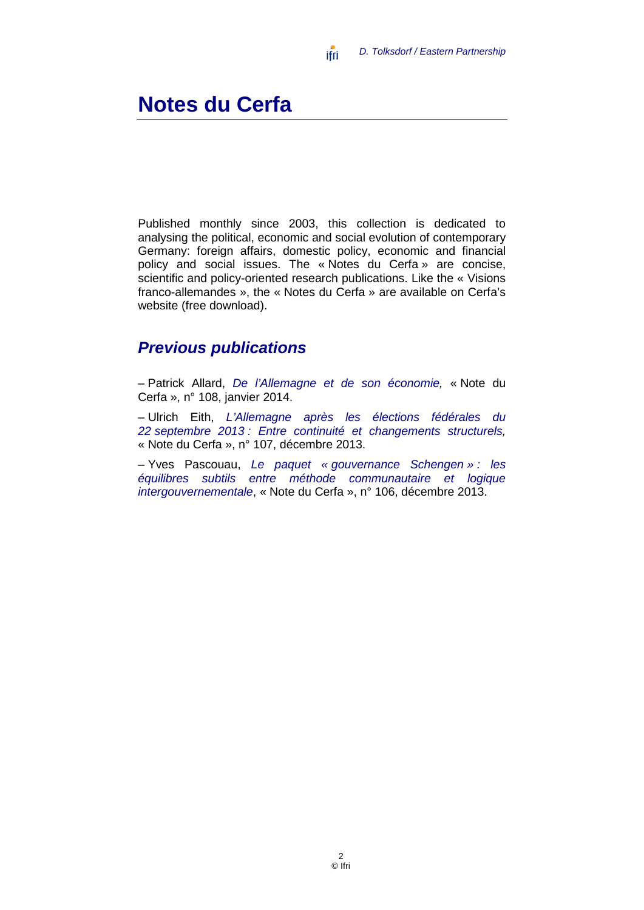# Notes du Cerfa

Published monthly since 2003, this collection is dedicated to analysing the political, economic and social evolution of contemporary Germany: foreign affairs, domestic policy, economic and financial policy and social issues. The « Notes du Cerfa » are concise, scientific and policy-oriented research publications. Like the « Visions franco-allemandes », the « Notes du Cerfa » are available on Cerfa's website (free download).

## *Previous publications*

– Patrick Allard, *De l'Allemagne et de son économie,* « Note du Cerfa », n° 108, janvier 2014.

– Ulrich Eith, *L'Allemagne après les élections fédérales du 22 septembre 2013 : Entre continuité et changements structurels,* « Note du Cerfa », n° 107, décembre 2013.

– Yves Pascouau, *Le paquet « gouvernance Schengen » : les équilibres subtils entre méthode communautaire et logique intergouvernementale*, « Note du Cerfa », n° 106, décembre 2013.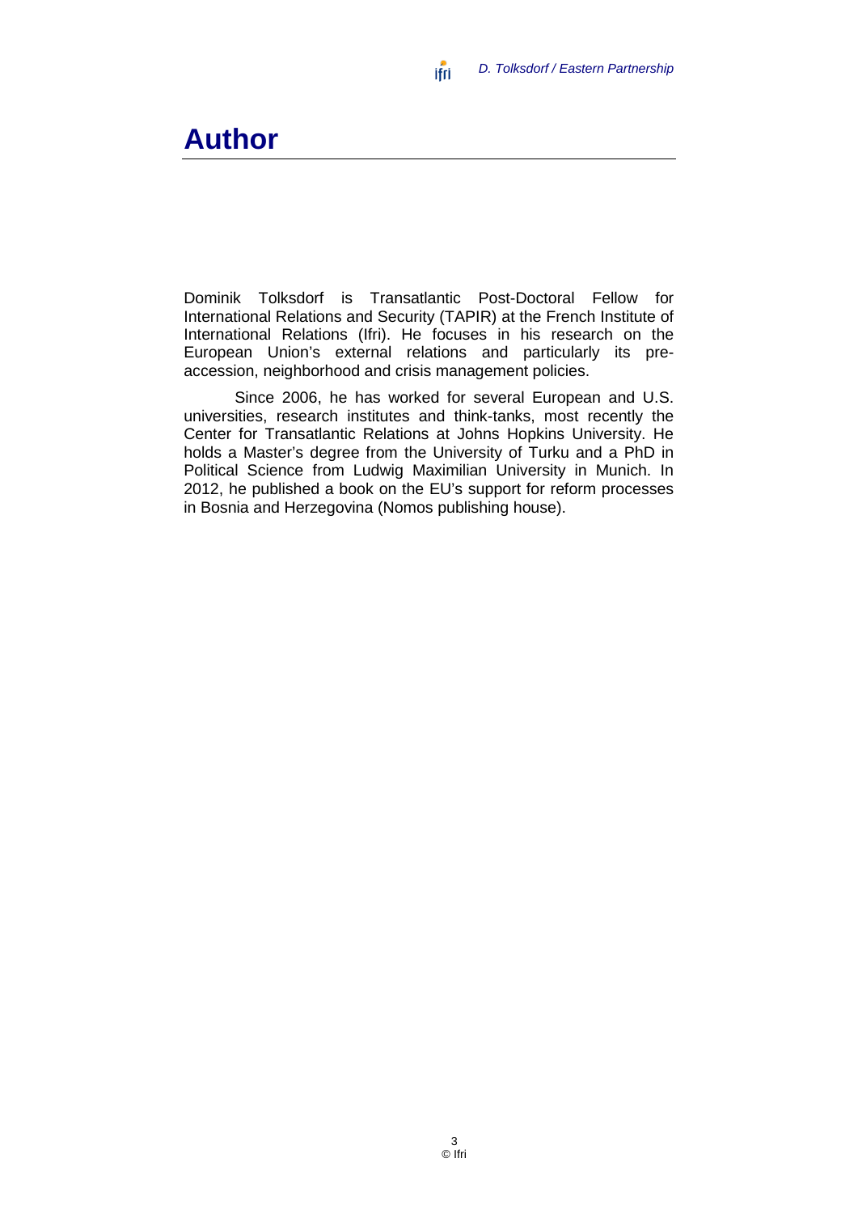# Author

Dominik Tolksdorf is Transatlantic Post-Doctoral Fellow for International Relations and Security (TAPIR) at the French Institute of International Relations (Ifri). He focuses in his research on the European Union's external relations and particularly its pre-accession, neighborhood and crisis management policies.

Since 2006, he has worked for several European and U.S. universities, research institutes and think-tanks, most recently the Center for Transatlantic Relations at Johns Hopkins University. He holds a Master's degree from the University of Turku and a PhD in Political Science from Ludwig Maximilian University in Munich. In 2012, he published a book on the EU's support for reform processes in Bosnia and Herzegovina (Nomos publishing house).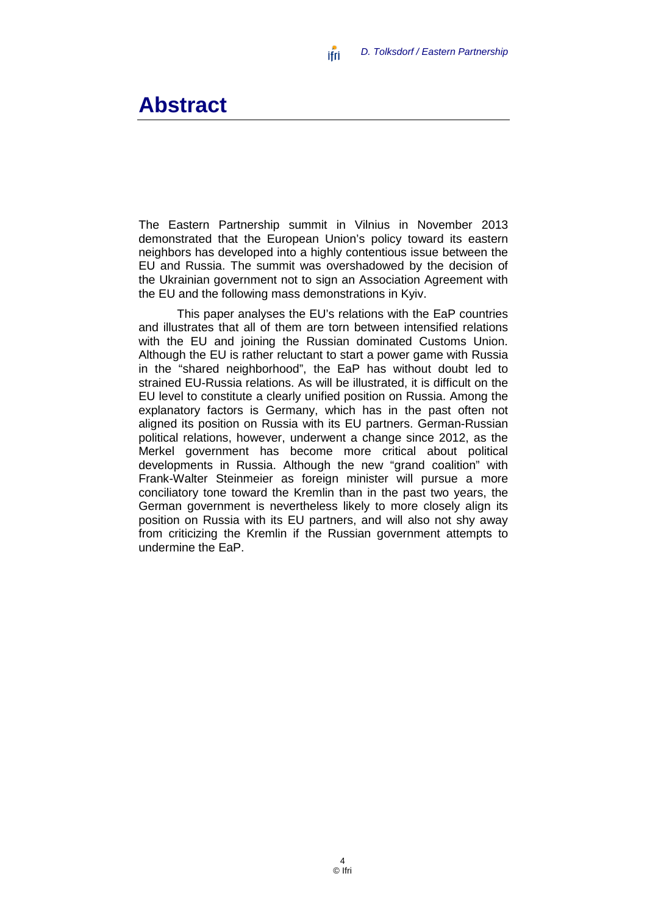# Abstract

The Eastern Partnership summit in Vilnius in November 2013 demonstrated that the European Union's policy toward its eastern neighbors has developed into a highly contentious issue between the EU and Russia. The summit was overshadowed by the decision of the Ukrainian government not to sign an Association Agreement with the EU and the following mass demonstrations in Kyiv.

This paper analyses the EU's relations with the EaP countries and illustrates that all of them are torn between intensified relations with the EU and joining the Russian dominated Customs Union. Although the EU is rather reluctant to start a power game with Russia in the "shared neighborhood", the EaP has without doubt led to strained EU-Russia relations. As will be illustrated, it is difficult on the EU level to constitute a clearly unified position on Russia. Among the explanatory factors is Germany, which has in the past often not aligned its position on Russia with its EU partners. German-Russian political relations, however, underwent a change since 2012, as the Merkel government has become more critical about political developments in Russia. Although the new "grand coalition" with Frank-Walter Steinmeier as foreign minister will pursue a more conciliatory tone toward the Kremlin than in the past two years, the German government is nevertheless likely to more closely align its position on Russia with its EU partners, and will also not shy away from criticizing the Kremlin if the Russian government attempts to undermine the EaP.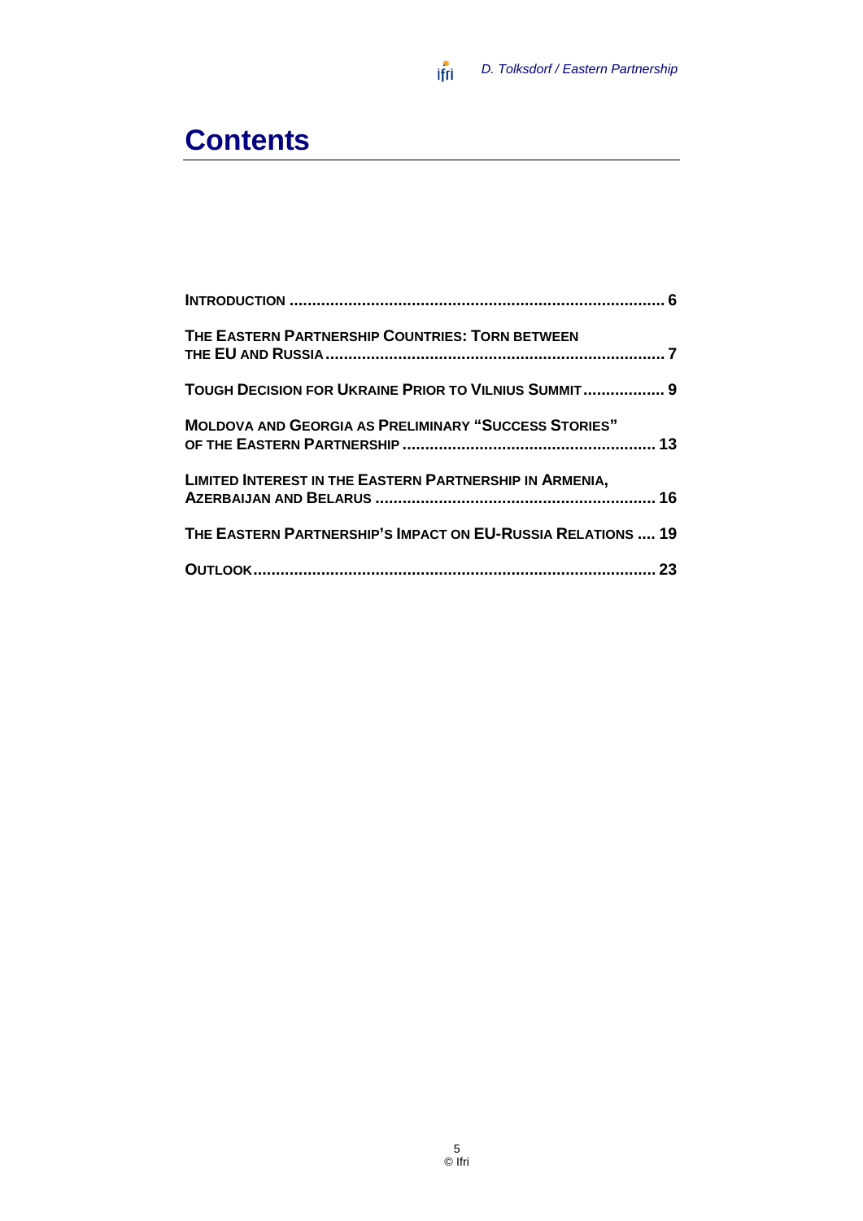# Contents

| | |
|---|---|
| **INTRODUCTION** | **6** |
| **THE EASTERN PARTNERSHIP COUNTRIES: TORN BETWEEN THE EU AND RUSSIA** | **7** |
| **TOUGH DECISION FOR UKRAINE PRIOR TO VILNIUS SUMMIT** | **9** |
| **MOLDOVA AND GEORGIA AS PRELIMINARY "SUCCESS STORIES" OF THE EASTERN PARTNERSHIP** | **13** |
| **LIMITED INTEREST IN THE EASTERN PARTNERSHIP IN ARMENIA, AZERBAIJAN AND BELARUS** | **16** |
| **THE EASTERN PARTNERSHIP'S IMPACT ON EU-RUSSIA RELATIONS** | **19** |
| **OUTLOOK** | **23** |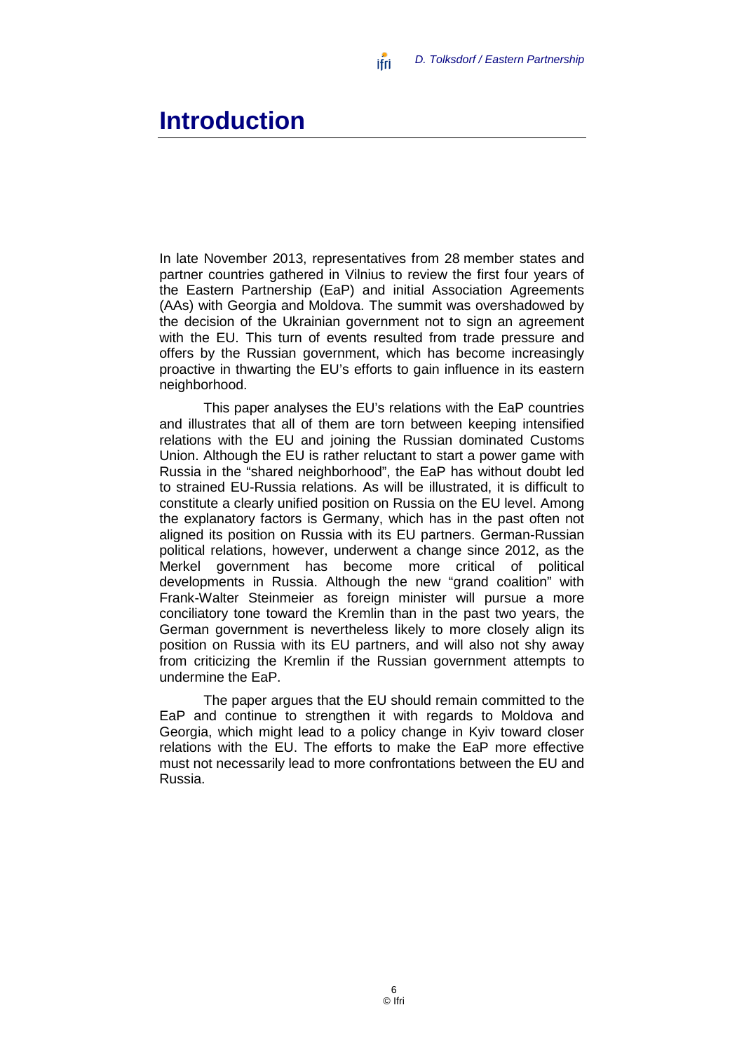# Introduction

In late November 2013, representatives from 28 member states and partner countries gathered in Vilnius to review the first four years of the Eastern Partnership (EaP) and initial Association Agreements (AAs) with Georgia and Moldova. The summit was overshadowed by the decision of the Ukrainian government not to sign an agreement with the EU. This turn of events resulted from trade pressure and offers by the Russian government, which has become increasingly proactive in thwarting the EU's efforts to gain influence in its eastern neighborhood.

This paper analyses the EU's relations with the EaP countries and illustrates that all of them are torn between keeping intensified relations with the EU and joining the Russian dominated Customs Union. Although the EU is rather reluctant to start a power game with Russia in the "shared neighborhood", the EaP has without doubt led to strained EU-Russia relations. As will be illustrated, it is difficult to constitute a clearly unified position on Russia on the EU level. Among the explanatory factors is Germany, which has in the past often not aligned its position on Russia with its EU partners. German-Russian political relations, however, underwent a change since 2012, as the Merkel government has become more critical of political developments in Russia. Although the new "grand coalition" with Frank-Walter Steinmeier as foreign minister will pursue a more conciliatory tone toward the Kremlin than in the past two years, the German government is nevertheless likely to more closely align its position on Russia with its EU partners, and will also not shy away from criticizing the Kremlin if the Russian government attempts to undermine the EaP.

The paper argues that the EU should remain committed to the EaP and continue to strengthen it with regards to Moldova and Georgia, which might lead to a policy change in Kyiv toward closer relations with the EU. The efforts to make the EaP more effective must not necessarily lead to more confrontations between the EU and Russia.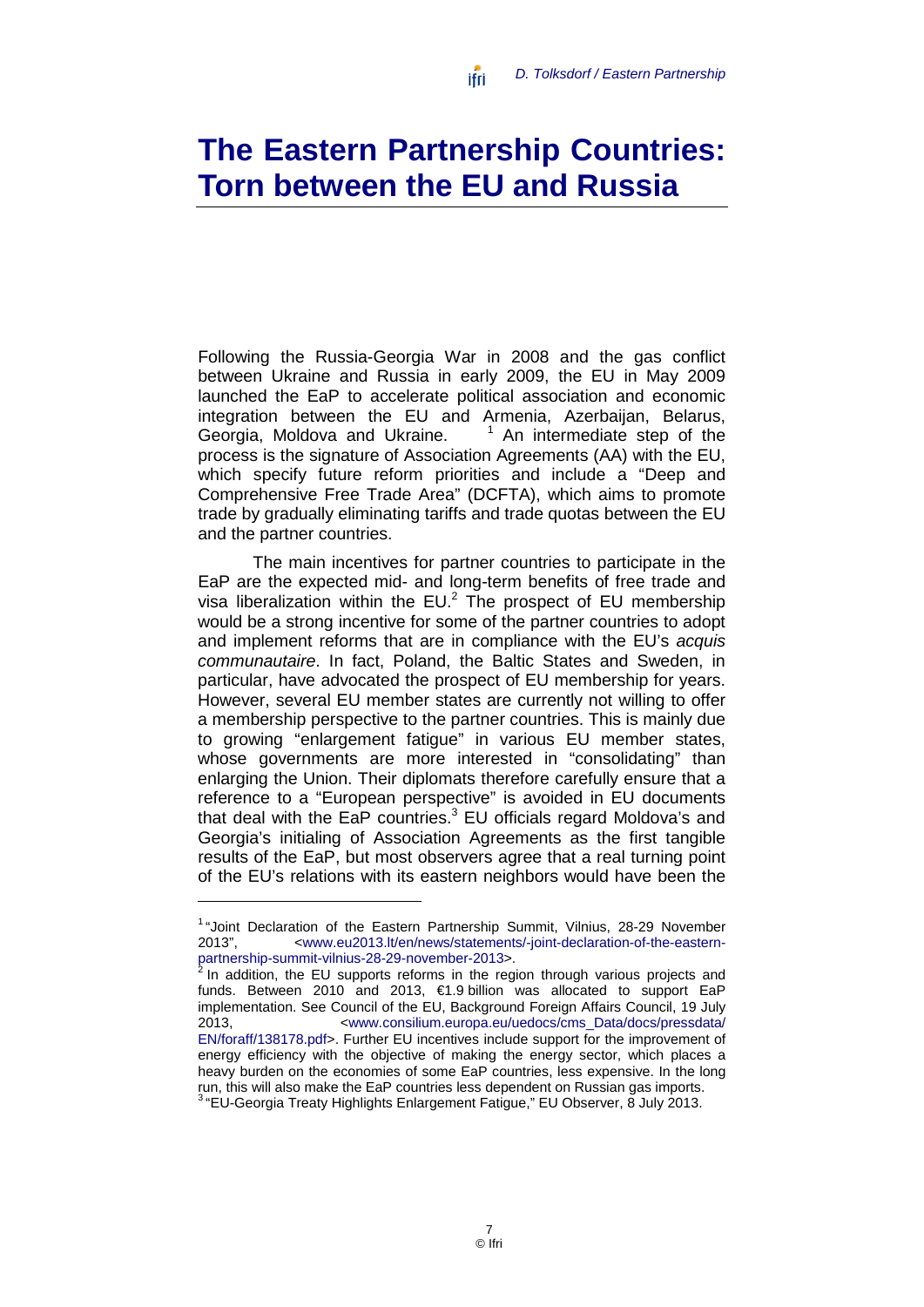# The Eastern Partnership Countries: Torn between the EU and Russia

Following the Russia-Georgia War in 2008 and the gas conflict between Ukraine and Russia in early 2009, the EU in May 2009 launched the EaP to accelerate political association and economic integration between the EU and Armenia, Azerbaijan, Belarus, Georgia, Moldova and Ukraine. [1] An intermediate step of the process is the signature of Association Agreements (AA) with the EU, which specify future reform priorities and include a "Deep and Comprehensive Free Trade Area" (DCFTA), which aims to promote trade by gradually eliminating tariffs and trade quotas between the EU and the partner countries.

The main incentives for partner countries to participate in the EaP are the expected mid- and long-term benefits of free trade and visa liberalization within the EU.[2] The prospect of EU membership would be a strong incentive for some of the partner countries to adopt and implement reforms that are in compliance with the EU's *acquis communautaire*. In fact, Poland, the Baltic States and Sweden, in particular, have advocated the prospect of EU membership for years. However, several EU member states are currently not willing to offer a membership perspective to the partner countries. This is mainly due to growing "enlargement fatigue" in various EU member states, whose governments are more interested in "consolidating" than enlarging the Union. Their diplomats therefore carefully ensure that a reference to a "European perspective" is avoided in EU documents that deal with the EaP countries.[3] EU officials regard Moldova's and Georgia's initialing of Association Agreements as the first tangible results of the EaP, but most observers agree that a real turning point of the EU's relations with its eastern neighbors would have been the

---

[1] "Joint Declaration of the Eastern Partnership Summit, Vilnius, 28-29 November 2013", <www.eu2013.lt/en/news/statements/-joint-declaration-of-the-eastern-partnership-summit-vilnius-28-29-november-2013>.

[2] In addition, the EU supports reforms in the region through various projects and funds. Between 2010 and 2013, €1.9 billion was allocated to support EaP implementation. See Council of the EU, Background Foreign Affairs Council, 19 July 2013, <www.consilium.europa.eu/uedocs/cms_Data/docs/pressdata/EN/foraff/138178.pdf>. Further EU incentives include support for the improvement of energy efficiency with the objective of making the energy sector, which places a heavy burden on the economies of some EaP countries, less expensive. In the long run, this will also make the EaP countries less dependent on Russian gas imports.

[3] "EU-Georgia Treaty Highlights Enlargement Fatigue," EU Observer, 8 July 2013.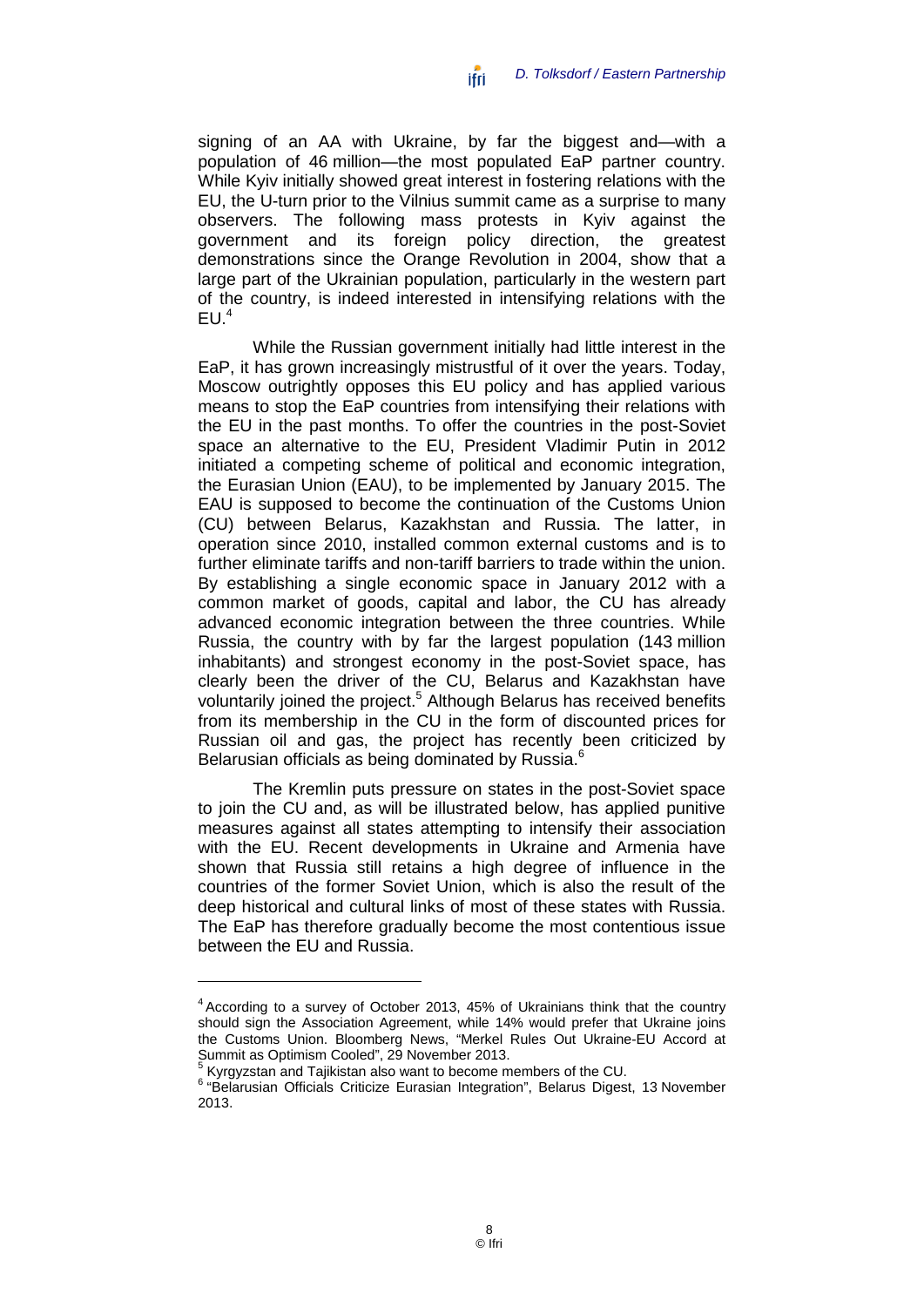signing of an AA with Ukraine, by far the biggest and—with a population of 46 million—the most populated EaP partner country. While Kyiv initially showed great interest in fostering relations with the EU, the U-turn prior to the Vilnius summit came as a surprise to many observers. The following mass protests in Kyiv against the government and its foreign policy direction, the greatest demonstrations since the Orange Revolution in 2004, show that a large part of the Ukrainian population, particularly in the western part of the country, is indeed interested in intensifying relations with the EU.[4]

While the Russian government initially had little interest in the EaP, it has grown increasingly mistrustful of it over the years. Today, Moscow outrightly opposes this EU policy and has applied various means to stop the EaP countries from intensifying their relations with the EU in the past months. To offer the countries in the post-Soviet space an alternative to the EU, President Vladimir Putin in 2012 initiated a competing scheme of political and economic integration, the Eurasian Union (EAU), to be implemented by January 2015. The EAU is supposed to become the continuation of the Customs Union (CU) between Belarus, Kazakhstan and Russia. The latter, in operation since 2010, installed common external customs and is to further eliminate tariffs and non-tariff barriers to trade within the union. By establishing a single economic space in January 2012 with a common market of goods, capital and labor, the CU has already advanced economic integration between the three countries. While Russia, the country with by far the largest population (143 million inhabitants) and strongest economy in the post-Soviet space, has clearly been the driver of the CU, Belarus and Kazakhstan have voluntarily joined the project.[5] Although Belarus has received benefits from its membership in the CU in the form of discounted prices for Russian oil and gas, the project has recently been criticized by Belarusian officials as being dominated by Russia.[6]

The Kremlin puts pressure on states in the post-Soviet space to join the CU and, as will be illustrated below, has applied punitive measures against all states attempting to intensify their association with the EU. Recent developments in Ukraine and Armenia have shown that Russia still retains a high degree of influence in the countries of the former Soviet Union, which is also the result of the deep historical and cultural links of most of these states with Russia. The EaP has therefore gradually become the most contentious issue between the EU and Russia.

---

[4] According to a survey of October 2013, 45% of Ukrainians think that the country should sign the Association Agreement, while 14% would prefer that Ukraine joins the Customs Union. Bloomberg News, "Merkel Rules Out Ukraine-EU Accord at Summit as Optimism Cooled", 29 November 2013.

[5] Kyrgyzstan and Tajikistan also want to become members of the CU.

[6] "Belarusian Officials Criticize Eurasian Integration", Belarus Digest, 13 November 2013.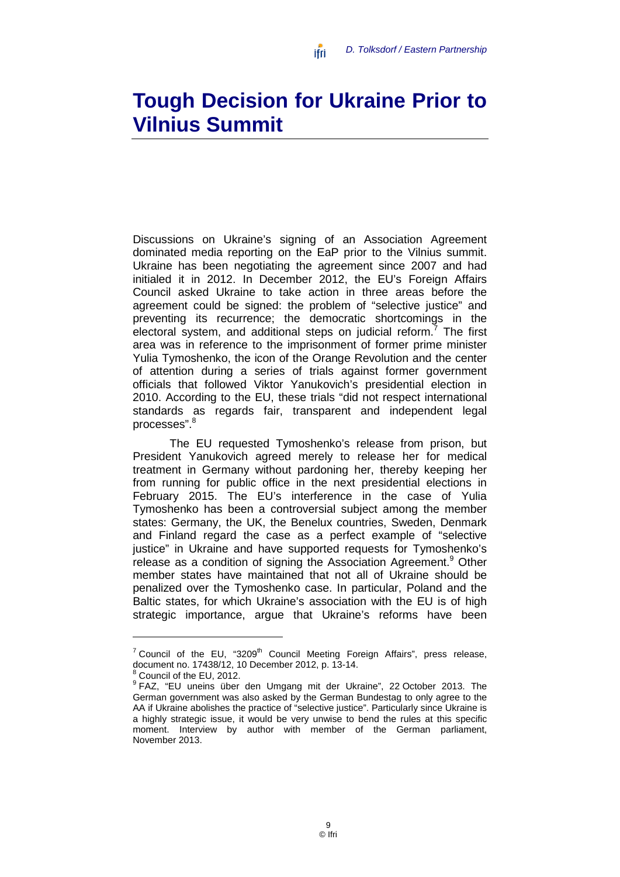# Tough Decision for Ukraine Prior to Vilnius Summit

Discussions on Ukraine's signing of an Association Agreement dominated media reporting on the EaP prior to the Vilnius summit. Ukraine has been negotiating the agreement since 2007 and had initialed it in 2012. In December 2012, the EU's Foreign Affairs Council asked Ukraine to take action in three areas before the agreement could be signed: the problem of "selective justice" and preventing its recurrence; the democratic shortcomings in the electoral system, and additional steps on judicial reform.[7] The first area was in reference to the imprisonment of former prime minister Yulia Tymoshenko, the icon of the Orange Revolution and the center of attention during a series of trials against former government officials that followed Viktor Yanukovich's presidential election in 2010. According to the EU, these trials "did not respect international standards as regards fair, transparent and independent legal processes".[8]

The EU requested Tymoshenko's release from prison, but President Yanukovich agreed merely to release her for medical treatment in Germany without pardoning her, thereby keeping her from running for public office in the next presidential elections in February 2015. The EU's interference in the case of Yulia Tymoshenko has been a controversial subject among the member states: Germany, the UK, the Benelux countries, Sweden, Denmark and Finland regard the case as a perfect example of "selective justice" in Ukraine and have supported requests for Tymoshenko's release as a condition of signing the Association Agreement.[9] Other member states have maintained that not all of Ukraine should be penalized over the Tymoshenko case. In particular, Poland and the Baltic states, for which Ukraine's association with the EU is of high strategic importance, argue that Ukraine's reforms have been

---

[7] Council of the EU, "3209th Council Meeting Foreign Affairs", press release, document no. 17438/12, 10 December 2012, p. 13-14.

[8] Council of the EU, 2012.

[9] FAZ, "EU uneins über den Umgang mit der Ukraine", 22 October 2013. The German government was also asked by the German Bundestag to only agree to the AA if Ukraine abolishes the practice of "selective justice". Particularly since Ukraine is a highly strategic issue, it would be very unwise to bend the rules at this specific moment. Interview by author with member of the German parliament, November 2013.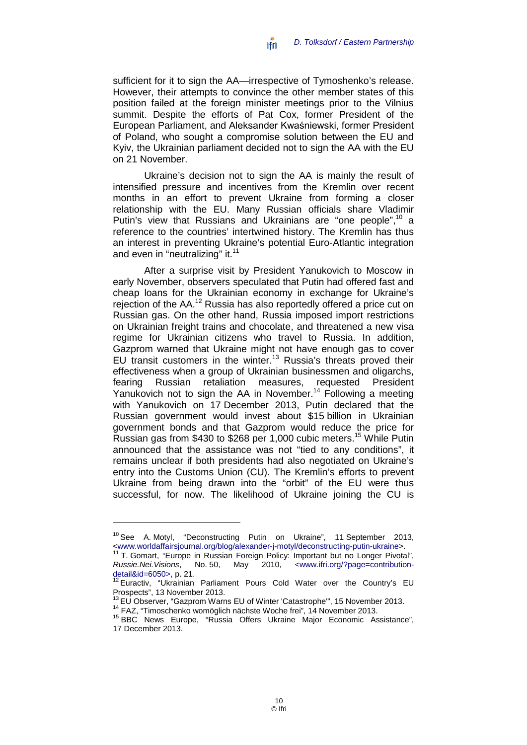sufficient for it to sign the AA—irrespective of Tymoshenko's release. However, their attempts to convince the other member states of this position failed at the foreign minister meetings prior to the Vilnius summit. Despite the efforts of Pat Cox, former President of the European Parliament, and Aleksander Kwaśniewski, former President of Poland, who sought a compromise solution between the EU and Kyiv, the Ukrainian parliament decided not to sign the AA with the EU on 21 November.

Ukraine's decision not to sign the AA is mainly the result of intensified pressure and incentives from the Kremlin over recent months in an effort to prevent Ukraine from forming a closer relationship with the EU. Many Russian officials share Vladimir Putin's view that Russians and Ukrainians are "one people",[10] a reference to the countries' intertwined history. The Kremlin has thus an interest in preventing Ukraine's potential Euro-Atlantic integration and even in "neutralizing" it.[11]

After a surprise visit by President Yanukovich to Moscow in early November, observers speculated that Putin had offered fast and cheap loans for the Ukrainian economy in exchange for Ukraine's rejection of the AA.[12] Russia has also reportedly offered a price cut on Russian gas. On the other hand, Russia imposed import restrictions on Ukrainian freight trains and chocolate, and threatened a new visa regime for Ukrainian citizens who travel to Russia. In addition, Gazprom warned that Ukraine might not have enough gas to cover EU transit customers in the winter.[13] Russia's threats proved their effectiveness when a group of Ukrainian businessmen and oligarchs, fearing Russian retaliation measures, requested President Yanukovich not to sign the AA in November.[14] Following a meeting with Yanukovich on 17 December 2013, Putin declared that the Russian government would invest about $15 billion in Ukrainian government bonds and that Gazprom would reduce the price for Russian gas from $430 to $268 per 1,000 cubic meters.[15] While Putin announced that the assistance was not "tied to any conditions", it remains unclear if both presidents had also negotiated on Ukraine's entry into the Customs Union (CU). The Kremlin's efforts to prevent Ukraine from being drawn into the "orbit" of the EU were thus successful, for now. The likelihood of Ukraine joining the CU is

---

[10] See A. Motyl, "Deconstructing Putin on Ukraine", 11 September 2013, <www.worldaffairsjournal.org/blog/alexander-j-motyl/deconstructing-putin-ukraine>.

[11] T. Gomart, "Europe in Russian Foreign Policy: Important but no Longer Pivotal", *Russie.Nei.Visions*, No. 50, May 2010, <www.ifri.org/?page=contribution-detail&id=6050>, p. 21.

[12] Euractiv, "Ukrainian Parliament Pours Cold Water over the Country's EU Prospects", 13 November 2013.

[13] EU Observer, "Gazprom Warns EU of Winter 'Catastrophe'", 15 November 2013.

[14] FAZ, "Timoschenko womöglich nächste Woche frei", 14 November 2013.

[15] BBC News Europe, "Russia Offers Ukraine Major Economic Assistance", 17 December 2013.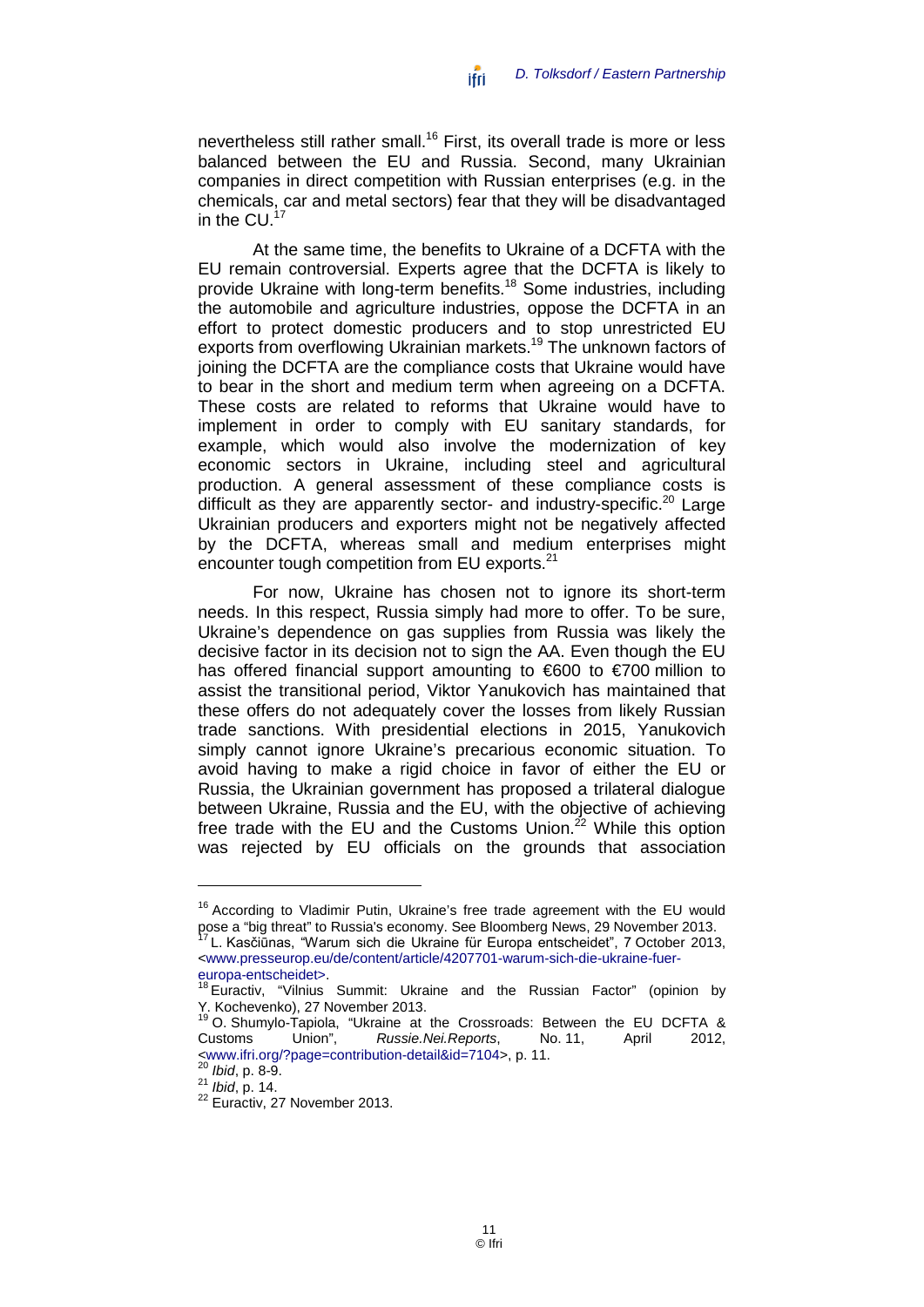nevertheless still rather small.[16] First, its overall trade is more or less balanced between the EU and Russia. Second, many Ukrainian companies in direct competition with Russian enterprises (e.g. in the chemicals, car and metal sectors) fear that they will be disadvantaged in the CU.[17]

At the same time, the benefits to Ukraine of a DCFTA with the EU remain controversial. Experts agree that the DCFTA is likely to provide Ukraine with long-term benefits.[18] Some industries, including the automobile and agriculture industries, oppose the DCFTA in an effort to protect domestic producers and to stop unrestricted EU exports from overflowing Ukrainian markets.[19] The unknown factors of joining the DCFTA are the compliance costs that Ukraine would have to bear in the short and medium term when agreeing on a DCFTA. These costs are related to reforms that Ukraine would have to implement in order to comply with EU sanitary standards, for example, which would also involve the modernization of key economic sectors in Ukraine, including steel and agricultural production. A general assessment of these compliance costs is difficult as they are apparently sector- and industry-specific.[20] Large Ukrainian producers and exporters might not be negatively affected by the DCFTA, whereas small and medium enterprises might encounter tough competition from EU exports.[21]

For now, Ukraine has chosen not to ignore its short-term needs. In this respect, Russia simply had more to offer. To be sure, Ukraine's dependence on gas supplies from Russia was likely the decisive factor in its decision not to sign the AA. Even though the EU has offered financial support amounting to €600 to €700 million to assist the transitional period, Viktor Yanukovich has maintained that these offers do not adequately cover the losses from likely Russian trade sanctions. With presidential elections in 2015, Yanukovich simply cannot ignore Ukraine's precarious economic situation. To avoid having to make a rigid choice in favor of either the EU or Russia, the Ukrainian government has proposed a trilateral dialogue between Ukraine, Russia and the EU, with the objective of achieving free trade with the EU and the Customs Union.[22] While this option was rejected by EU officials on the grounds that association

---

[16] According to Vladimir Putin, Ukraine's free trade agreement with the EU would pose a "big threat" to Russia's economy. See Bloomberg News, 29 November 2013.

[17] L. Kasčiūnas, "Warum sich die Ukraine für Europa entscheidet", 7 October 2013, <www.presseurop.eu/de/content/article/4207701-warum-sich-die-ukraine-fuer-europa-entscheidet>.

[18] Euractiv, "Vilnius Summit: Ukraine and the Russian Factor" (opinion by Y. Kochevenko), 27 November 2013.

[19] O. Shumylo-Tapiola, "Ukraine at the Crossroads: Between the EU DCFTA & Customs Union", *Russie.Nei.Reports*, No. 11, April 2012, <www.ifri.org/?page=contribution-detail&id=7104>, p. 11.

[20] *Ibid*, p. 8-9.

[21] *Ibid*, p. 14.

[22] Euractiv, 27 November 2013.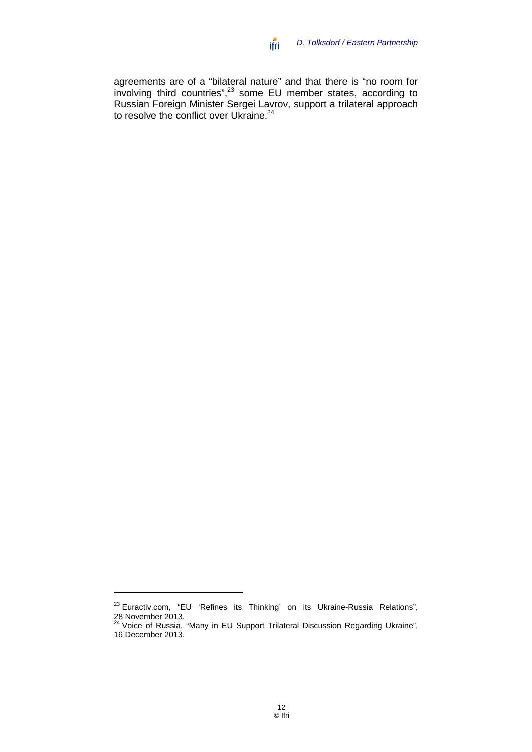agreements are of a "bilateral nature" and that there is "no room for involving third countries",[23] some EU member states, according to Russian Foreign Minister Sergei Lavrov, support a trilateral approach to resolve the conflict over Ukraine.[24]

[23] Euractiv.com, "EU 'Refines its Thinking' on its Ukraine-Russia Relations", 28 November 2013.

[24] Voice of Russia, "Many in EU Support Trilateral Discussion Regarding Ukraine", 16 December 2013.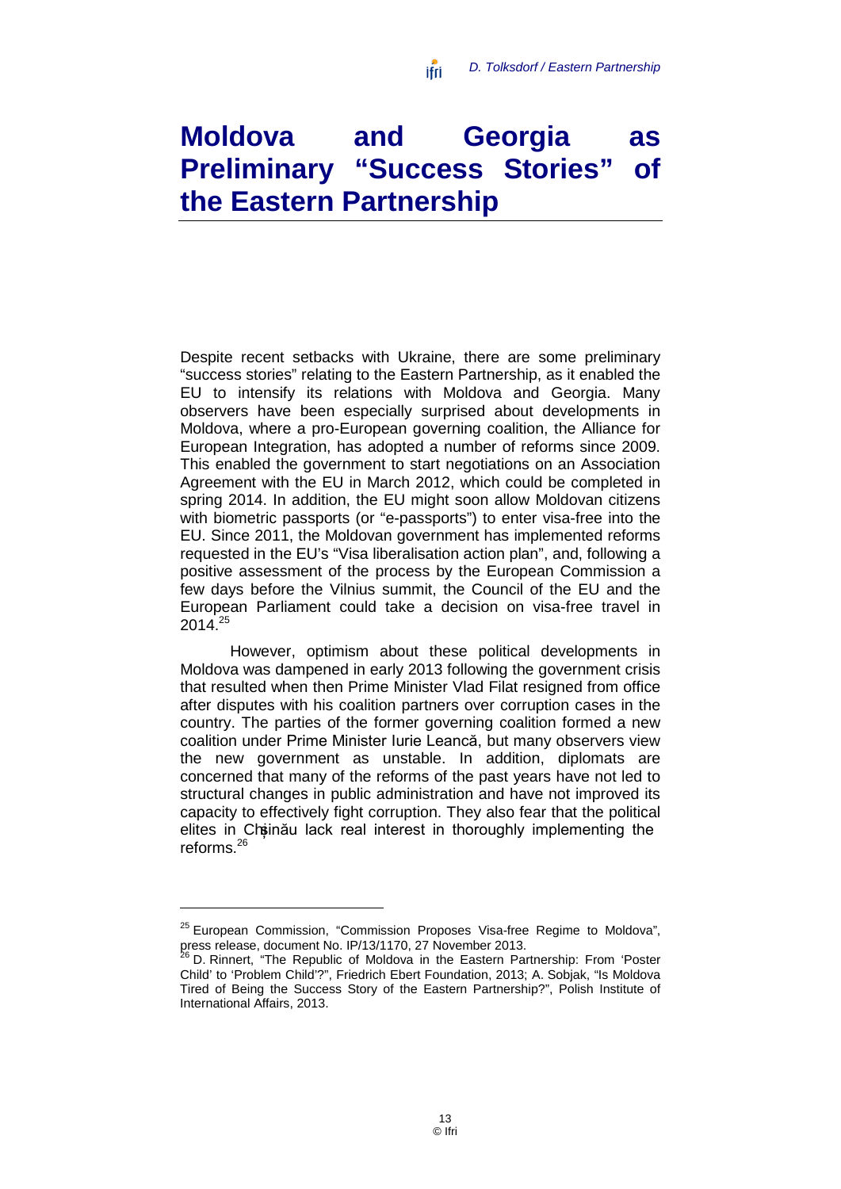# Moldova and Georgia as Preliminary "Success Stories" of the Eastern Partnership

Despite recent setbacks with Ukraine, there are some preliminary "success stories" relating to the Eastern Partnership, as it enabled the EU to intensify its relations with Moldova and Georgia. Many observers have been especially surprised about developments in Moldova, where a pro-European governing coalition, the Alliance for European Integration, has adopted a number of reforms since 2009. This enabled the government to start negotiations on an Association Agreement with the EU in March 2012, which could be completed in spring 2014. In addition, the EU might soon allow Moldovan citizens with biometric passports (or "e-passports") to enter visa-free into the EU. Since 2011, the Moldovan government has implemented reforms requested in the EU's "Visa liberalisation action plan", and, following a positive assessment of the process by the European Commission a few days before the Vilnius summit, the Council of the EU and the European Parliament could take a decision on visa-free travel in 2014.[25]

However, optimism about these political developments in Moldova was dampened in early 2013 following the government crisis that resulted when then Prime Minister Vlad Filat resigned from office after disputes with his coalition partners over corruption cases in the country. The parties of the former governing coalition formed a new coalition under Prime Minister Iurie Leancă, but many observers view the new government as unstable. In addition, diplomats are concerned that many of the reforms of the past years have not led to structural changes in public administration and have not improved its capacity to effectively fight corruption. They also fear that the political elites in Chișinău lack real interest in thoroughly implementing the reforms.[26]

---

[25] European Commission, "Commission Proposes Visa-free Regime to Moldova", press release, document No. IP/13/1170, 27 November 2013.

[26] D. Rinnert, "The Republic of Moldova in the Eastern Partnership: From 'Poster Child' to 'Problem Child'?", Friedrich Ebert Foundation, 2013; A. Sobjak, "Is Moldova Tired of Being the Success Story of the Eastern Partnership?", Polish Institute of International Affairs, 2013.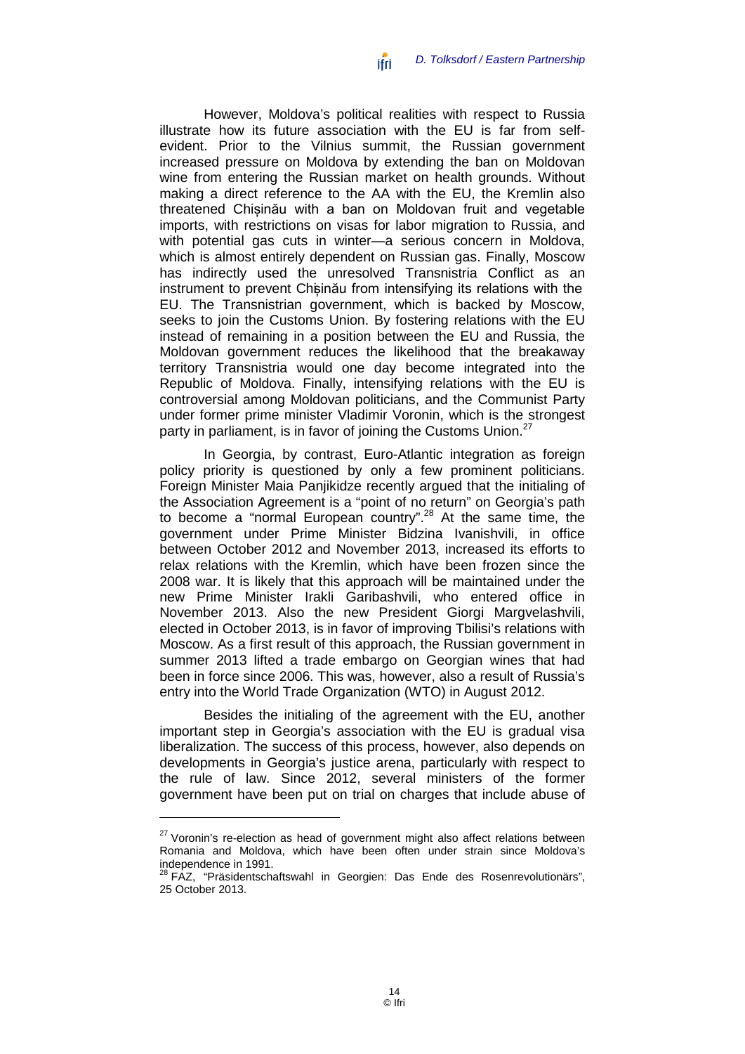However, Moldova's political realities with respect to Russia illustrate how its future association with the EU is far from self-evident. Prior to the Vilnius summit, the Russian government increased pressure on Moldova by extending the ban on Moldovan wine from entering the Russian market on health grounds. Without making a direct reference to the AA with the EU, the Kremlin also threatened Chișinău with a ban on Moldovan fruit and vegetable imports, with restrictions on visas for labor migration to Russia, and with potential gas cuts in winter—a serious concern in Moldova, which is almost entirely dependent on Russian gas. Finally, Moscow has indirectly used the unresolved Transnistria Conflict as an instrument to prevent Chișinău from intensifying its relations with the EU. The Transnistrian government, which is backed by Moscow, seeks to join the Customs Union. By fostering relations with the EU instead of remaining in a position between the EU and Russia, the Moldovan government reduces the likelihood that the breakaway territory Transnistria would one day become integrated into the Republic of Moldova. Finally, intensifying relations with the EU is controversial among Moldovan politicians, and the Communist Party under former prime minister Vladimir Voronin, which is the strongest party in parliament, is in favor of joining the Customs Union.[27]

In Georgia, by contrast, Euro-Atlantic integration as foreign policy priority is questioned by only a few prominent politicians. Foreign Minister Maia Panjikidze recently argued that the initialing of the Association Agreement is a "point of no return" on Georgia's path to become a "normal European country".[28] At the same time, the government under Prime Minister Bidzina Ivanishvili, in office between October 2012 and November 2013, increased its efforts to relax relations with the Kremlin, which have been frozen since the 2008 war. It is likely that this approach will be maintained under the new Prime Minister Irakli Garibashvili, who entered office in November 2013. Also the new President Giorgi Margvelashvili, elected in October 2013, is in favor of improving Tbilisi's relations with Moscow. As a first result of this approach, the Russian government in summer 2013 lifted a trade embargo on Georgian wines that had been in force since 2006. This was, however, also a result of Russia's entry into the World Trade Organization (WTO) in August 2012.

Besides the initialing of the agreement with the EU, another important step in Georgia's association with the EU is gradual visa liberalization. The success of this process, however, also depends on developments in Georgia's justice arena, particularly with respect to the rule of law. Since 2012, several ministers of the former government have been put on trial on charges that include abuse of

---

[27] Voronin's re-election as head of government might also affect relations between Romania and Moldova, which have been often under strain since Moldova's independence in 1991.

[28] FAZ, "Präsidentschaftswahl in Georgien: Das Ende des Rosenrevolutionärs", 25 October 2013.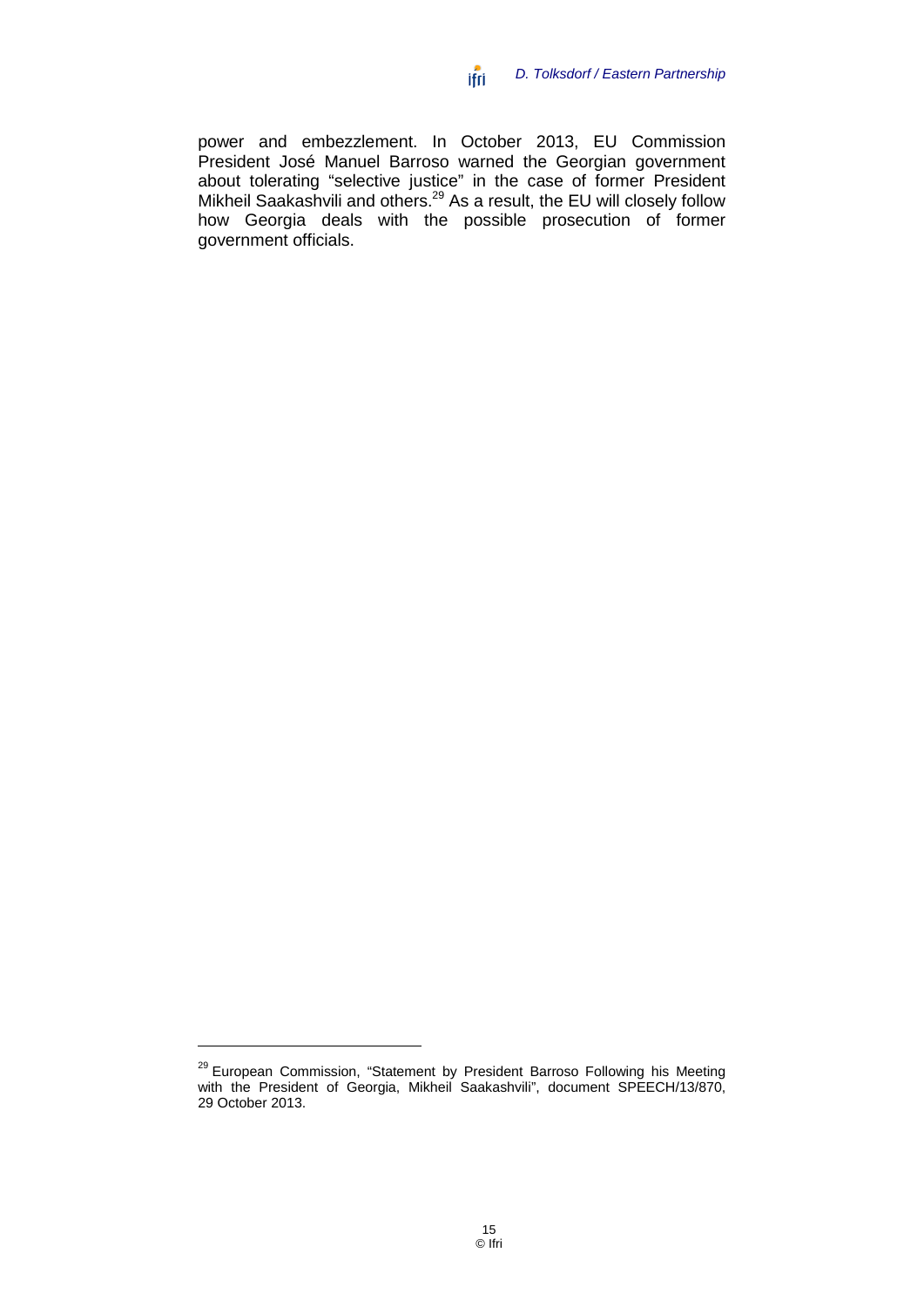power and embezzlement. In October 2013, EU Commission President José Manuel Barroso warned the Georgian government about tolerating "selective justice" in the case of former President Mikheil Saakashvili and others.[29] As a result, the EU will closely follow how Georgia deals with the possible prosecution of former government officials.

---

[29] European Commission, "Statement by President Barroso Following his Meeting with the President of Georgia, Mikheil Saakashvili", document SPEECH/13/870, 29 October 2013.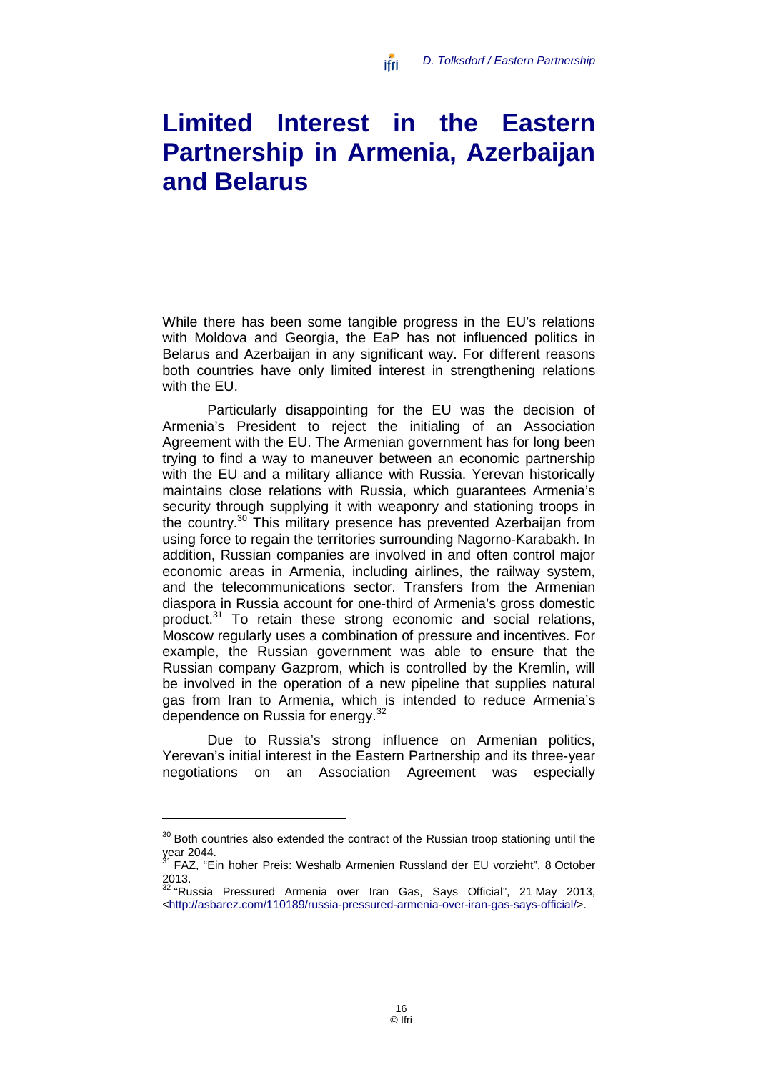# Limited Interest in the Eastern Partnership in Armenia, Azerbaijan and Belarus

While there has been some tangible progress in the EU's relations with Moldova and Georgia, the EaP has not influenced politics in Belarus and Azerbaijan in any significant way. For different reasons both countries have only limited interest in strengthening relations with the EU.

Particularly disappointing for the EU was the decision of Armenia's President to reject the initialing of an Association Agreement with the EU. The Armenian government has for long been trying to find a way to maneuver between an economic partnership with the EU and a military alliance with Russia. Yerevan historically maintains close relations with Russia, which guarantees Armenia's security through supplying it with weaponry and stationing troops in the country.[30] This military presence has prevented Azerbaijan from using force to regain the territories surrounding Nagorno-Karabakh. In addition, Russian companies are involved in and often control major economic areas in Armenia, including airlines, the railway system, and the telecommunications sector. Transfers from the Armenian diaspora in Russia account for one-third of Armenia's gross domestic product.[31] To retain these strong economic and social relations, Moscow regularly uses a combination of pressure and incentives. For example, the Russian government was able to ensure that the Russian company Gazprom, which is controlled by the Kremlin, will be involved in the operation of a new pipeline that supplies natural gas from Iran to Armenia, which is intended to reduce Armenia's dependence on Russia for energy.[32]

Due to Russia's strong influence on Armenian politics, Yerevan's initial interest in the Eastern Partnership and its three-year negotiations on an Association Agreement was especially

---

[30] Both countries also extended the contract of the Russian troop stationing until the year 2044.

[31] FAZ, "Ein hoher Preis: Weshalb Armenien Russland der EU vorzieht", 8 October 2013.

[32] "Russia Pressured Armenia over Iran Gas, Says Official", 21 May 2013, <http://asbarez.com/110189/russia-pressured-armenia-over-iran-gas-says-official/>.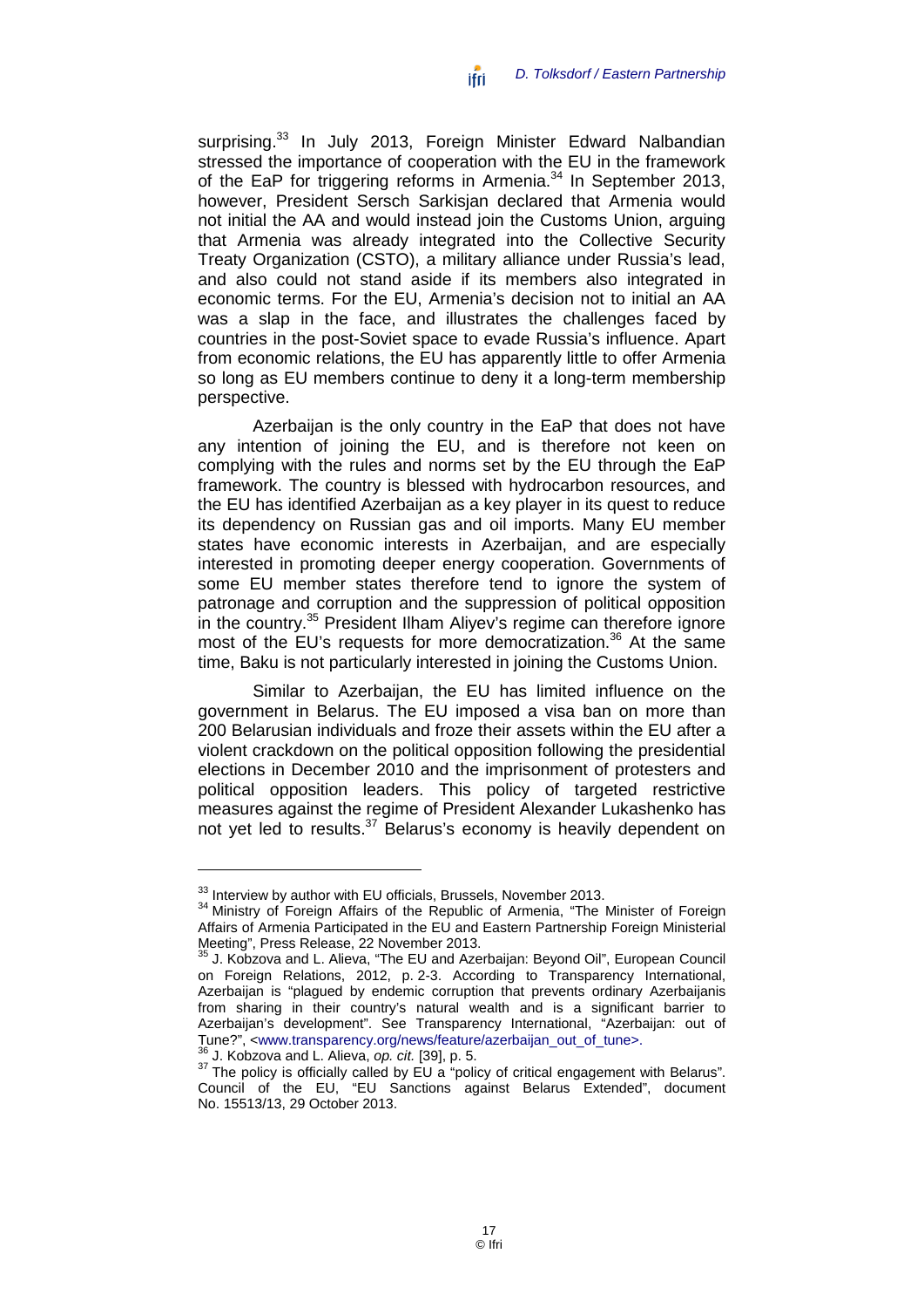surprising.[33] In July 2013, Foreign Minister Edward Nalbandian stressed the importance of cooperation with the EU in the framework of the EaP for triggering reforms in Armenia.[34] In September 2013, however, President Sersch Sarkisjan declared that Armenia would not initial the AA and would instead join the Customs Union, arguing that Armenia was already integrated into the Collective Security Treaty Organization (CSTO), a military alliance under Russia's lead, and also could not stand aside if its members also integrated in economic terms. For the EU, Armenia's decision not to initial an AA was a slap in the face, and illustrates the challenges faced by countries in the post-Soviet space to evade Russia's influence. Apart from economic relations, the EU has apparently little to offer Armenia so long as EU members continue to deny it a long-term membership perspective.

Azerbaijan is the only country in the EaP that does not have any intention of joining the EU, and is therefore not keen on complying with the rules and norms set by the EU through the EaP framework. The country is blessed with hydrocarbon resources, and the EU has identified Azerbaijan as a key player in its quest to reduce its dependency on Russian gas and oil imports. Many EU member states have economic interests in Azerbaijan, and are especially interested in promoting deeper energy cooperation. Governments of some EU member states therefore tend to ignore the system of patronage and corruption and the suppression of political opposition in the country.[35] President Ilham Aliyev's regime can therefore ignore most of the EU's requests for more democratization.[36] At the same time, Baku is not particularly interested in joining the Customs Union.

Similar to Azerbaijan, the EU has limited influence on the government in Belarus. The EU imposed a visa ban on more than 200 Belarusian individuals and froze their assets within the EU after a violent crackdown on the political opposition following the presidential elections in December 2010 and the imprisonment of protesters and political opposition leaders. This policy of targeted restrictive measures against the regime of President Alexander Lukashenko has not yet led to results.[37] Belarus's economy is heavily dependent on

---

[33] Interview by author with EU officials, Brussels, November 2013.

[34] Ministry of Foreign Affairs of the Republic of Armenia, "The Minister of Foreign Affairs of Armenia Participated in the EU and Eastern Partnership Foreign Ministerial Meeting", Press Release, 22 November 2013.

[35] J. Kobzova and L. Alieva, "The EU and Azerbaijan: Beyond Oil", European Council on Foreign Relations, 2012, p. 2-3. According to Transparency International, Azerbaijan is "plagued by endemic corruption that prevents ordinary Azerbaijanis from sharing in their country's natural wealth and is a significant barrier to Azerbaijan's development". See Transparency International, "Azerbaijan: out of Tune?", <www.transparency.org/news/feature/azerbaijan_out_of_tune>.

[36] J. Kobzova and L. Alieva, *op. cit.* [39], p. 5.

[37] The policy is officially called by EU a "policy of critical engagement with Belarus". Council of the EU, "EU Sanctions against Belarus Extended", document No. 15513/13, 29 October 2013.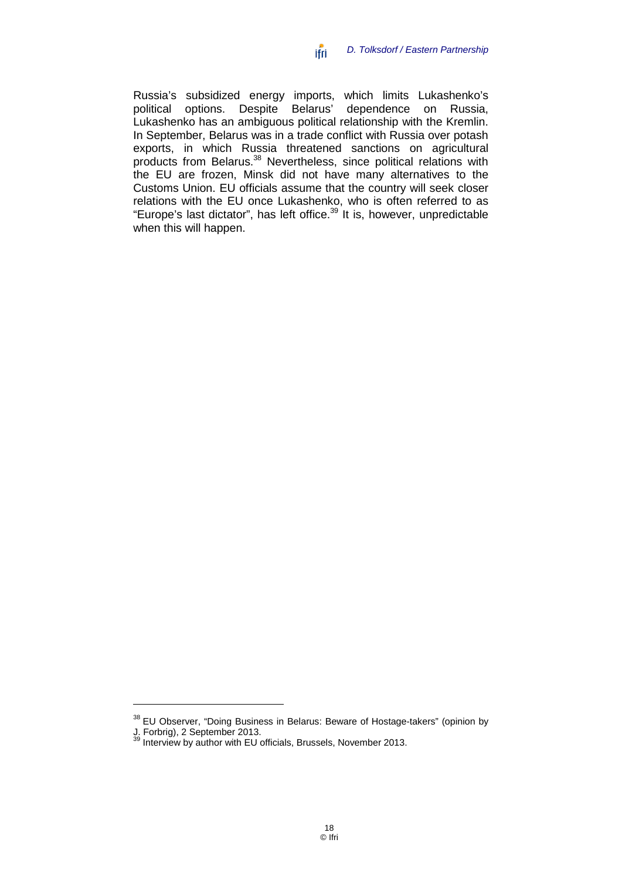Russia's subsidized energy imports, which limits Lukashenko's political options. Despite Belarus' dependence on Russia, Lukashenko has an ambiguous political relationship with the Kremlin. In September, Belarus was in a trade conflict with Russia over potash exports, in which Russia threatened sanctions on agricultural products from Belarus.[38] Nevertheless, since political relations with the EU are frozen, Minsk did not have many alternatives to the Customs Union. EU officials assume that the country will seek closer relations with the EU once Lukashenko, who is often referred to as "Europe's last dictator", has left office.[39] It is, however, unpredictable when this will happen.

---

[38] EU Observer, "Doing Business in Belarus: Beware of Hostage-takers" (opinion by J. Forbrig), 2 September 2013.

[39] Interview by author with EU officials, Brussels, November 2013.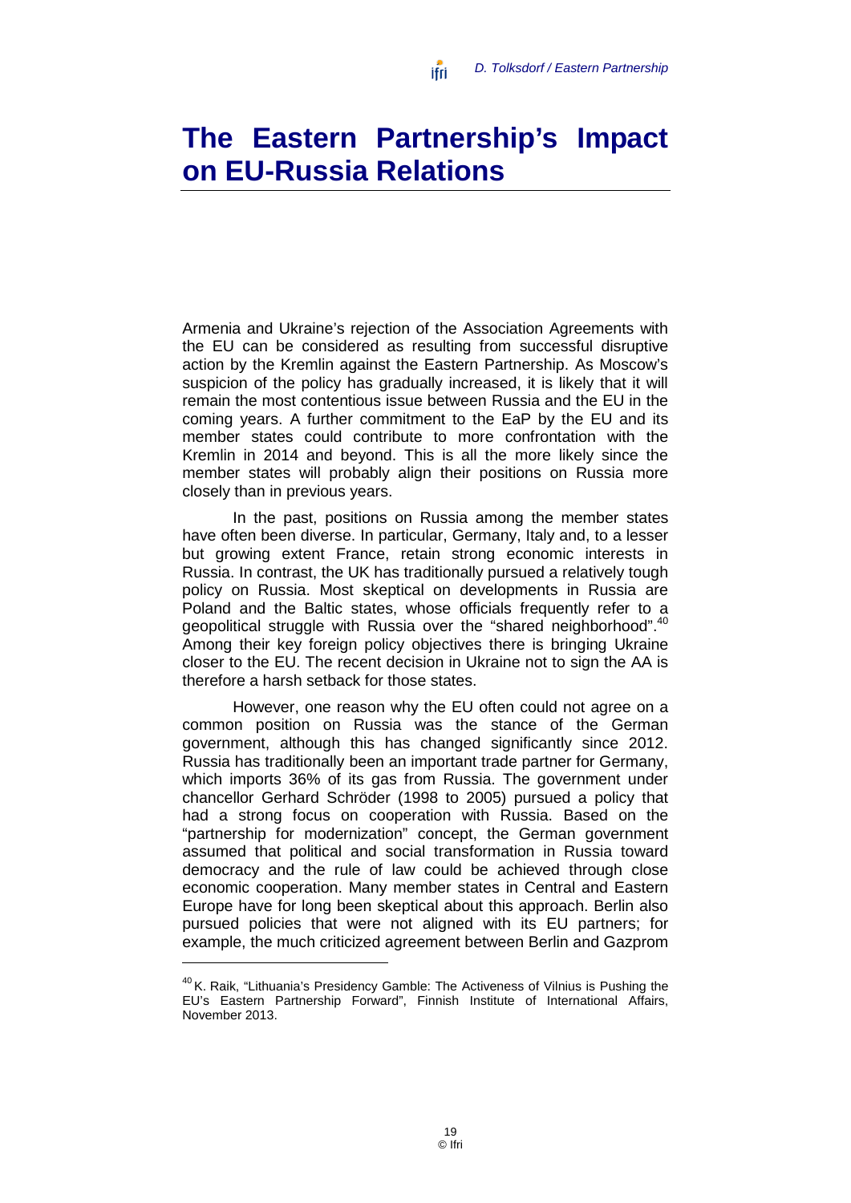# The Eastern Partnership's Impact on EU-Russia Relations

Armenia and Ukraine's rejection of the Association Agreements with the EU can be considered as resulting from successful disruptive action by the Kremlin against the Eastern Partnership. As Moscow's suspicion of the policy has gradually increased, it is likely that it will remain the most contentious issue between Russia and the EU in the coming years. A further commitment to the EaP by the EU and its member states could contribute to more confrontation with the Kremlin in 2014 and beyond. This is all the more likely since the member states will probably align their positions on Russia more closely than in previous years.

In the past, positions on Russia among the member states have often been diverse. In particular, Germany, Italy and, to a lesser but growing extent France, retain strong economic interests in Russia. In contrast, the UK has traditionally pursued a relatively tough policy on Russia. Most skeptical on developments in Russia are Poland and the Baltic states, whose officials frequently refer to a geopolitical struggle with Russia over the "shared neighborhood".[40] Among their key foreign policy objectives there is bringing Ukraine closer to the EU. The recent decision in Ukraine not to sign the AA is therefore a harsh setback for those states.

However, one reason why the EU often could not agree on a common position on Russia was the stance of the German government, although this has changed significantly since 2012. Russia has traditionally been an important trade partner for Germany, which imports 36% of its gas from Russia. The government under chancellor Gerhard Schröder (1998 to 2005) pursued a policy that had a strong focus on cooperation with Russia. Based on the "partnership for modernization" concept, the German government assumed that political and social transformation in Russia toward democracy and the rule of law could be achieved through close economic cooperation. Many member states in Central and Eastern Europe have for long been skeptical about this approach. Berlin also pursued policies that were not aligned with its EU partners; for example, the much criticized agreement between Berlin and Gazprom

---

[40] K. Raik, "Lithuania's Presidency Gamble: The Activeness of Vilnius is Pushing the EU's Eastern Partnership Forward", Finnish Institute of International Affairs, November 2013.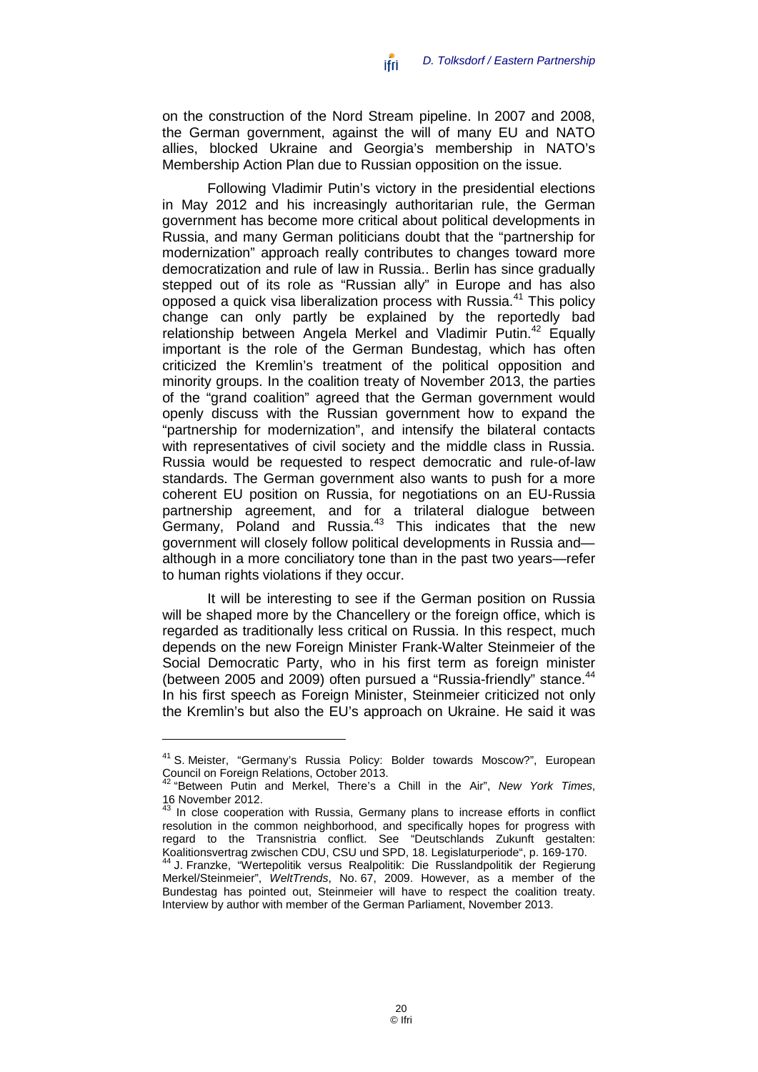on the construction of the Nord Stream pipeline. In 2007 and 2008, the German government, against the will of many EU and NATO allies, blocked Ukraine and Georgia's membership in NATO's Membership Action Plan due to Russian opposition on the issue.

Following Vladimir Putin's victory in the presidential elections in May 2012 and his increasingly authoritarian rule, the German government has become more critical about political developments in Russia, and many German politicians doubt that the "partnership for modernization" approach really contributes to changes toward more democratization and rule of law in Russia.. Berlin has since gradually stepped out of its role as "Russian ally" in Europe and has also opposed a quick visa liberalization process with Russia.[41] This policy change can only partly be explained by the reportedly bad relationship between Angela Merkel and Vladimir Putin.[42] Equally important is the role of the German Bundestag, which has often criticized the Kremlin's treatment of the political opposition and minority groups. In the coalition treaty of November 2013, the parties of the "grand coalition" agreed that the German government would openly discuss with the Russian government how to expand the "partnership for modernization", and intensify the bilateral contacts with representatives of civil society and the middle class in Russia. Russia would be requested to respect democratic and rule-of-law standards. The German government also wants to push for a more coherent EU position on Russia, for negotiations on an EU-Russia partnership agreement, and for a trilateral dialogue between Germany, Poland and Russia.[43] This indicates that the new government will closely follow political developments in Russia and—although in a more conciliatory tone than in the past two years—refer to human rights violations if they occur.

It will be interesting to see if the German position on Russia will be shaped more by the Chancellery or the foreign office, which is regarded as traditionally less critical on Russia. In this respect, much depends on the new Foreign Minister Frank-Walter Steinmeier of the Social Democratic Party, who in his first term as foreign minister (between 2005 and 2009) often pursued a "Russia-friendly" stance.[44] In his first speech as Foreign Minister, Steinmeier criticized not only the Kremlin's but also the EU's approach on Ukraine. He said it was

---

[41] S. Meister, "Germany's Russia Policy: Bolder towards Moscow?", European Council on Foreign Relations, October 2013.

[42] "Between Putin and Merkel, There's a Chill in the Air", *New York Times*, 16 November 2012.

[43] In close cooperation with Russia, Germany plans to increase efforts in conflict resolution in the common neighborhood, and specifically hopes for progress with regard to the Transnistria conflict. See "Deutschlands Zukunft gestalten: Koalitionsvertrag zwischen CDU, CSU und SPD, 18. Legislaturperiode", p. 169-170.

[44] J. Franzke, "Wertepolitik versus Realpolitik: Die Russlandpolitik der Regierung Merkel/Steinmeier", *WeltTrends*, No. 67, 2009. However, as a member of the Bundestag has pointed out, Steinmeier will have to respect the coalition treaty. Interview by author with member of the German Parliament, November 2013.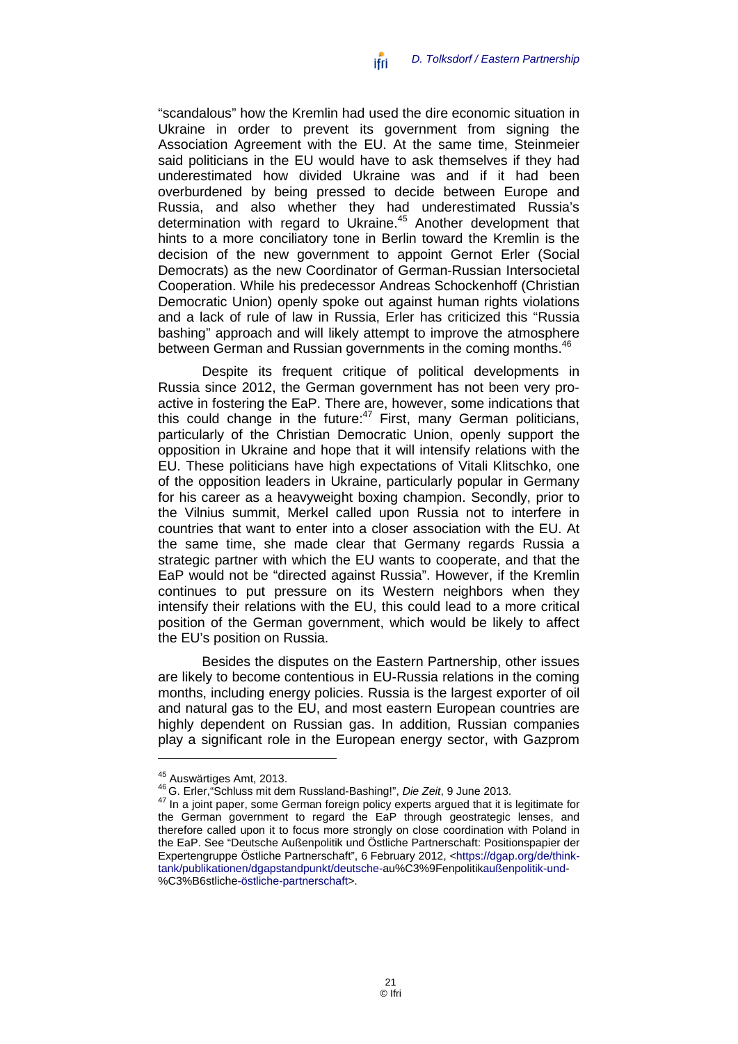"scandalous" how the Kremlin had used the dire economic situation in Ukraine in order to prevent its government from signing the Association Agreement with the EU. At the same time, Steinmeier said politicians in the EU would have to ask themselves if they had underestimated how divided Ukraine was and if it had been overburdened by being pressed to decide between Europe and Russia, and also whether they had underestimated Russia's determination with regard to Ukraine.[45] Another development that hints to a more conciliatory tone in Berlin toward the Kremlin is the decision of the new government to appoint Gernot Erler (Social Democrats) as the new Coordinator of German-Russian Intersocietal Cooperation. While his predecessor Andreas Schockenhoff (Christian Democratic Union) openly spoke out against human rights violations and a lack of rule of law in Russia, Erler has criticized this "Russia bashing" approach and will likely attempt to improve the atmosphere between German and Russian governments in the coming months.[46]

Despite its frequent critique of political developments in Russia since 2012, the German government has not been very pro-active in fostering the EaP. There are, however, some indications that this could change in the future:[47] First, many German politicians, particularly of the Christian Democratic Union, openly support the opposition in Ukraine and hope that it will intensify relations with the EU. These politicians have high expectations of Vitali Klitschko, one of the opposition leaders in Ukraine, particularly popular in Germany for his career as a heavyweight boxing champion. Secondly, prior to the Vilnius summit, Merkel called upon Russia not to interfere in countries that want to enter into a closer association with the EU. At the same time, she made clear that Germany regards Russia a strategic partner with which the EU wants to cooperate, and that the EaP would not be "directed against Russia". However, if the Kremlin continues to put pressure on its Western neighbors when they intensify their relations with the EU, this could lead to a more critical position of the German government, which would be likely to affect the EU's position on Russia.

Besides the disputes on the Eastern Partnership, other issues are likely to become contentious in EU-Russia relations in the coming months, including energy policies. Russia is the largest exporter of oil and natural gas to the EU, and most eastern European countries are highly dependent on Russian gas. In addition, Russian companies play a significant role in the European energy sector, with Gazprom

---

[45] Auswärtiges Amt, 2013.

[46] G. Erler,"Schluss mit dem Russland-Bashing!", *Die Zeit*, 9 June 2013.

[47] In a joint paper, some German foreign policy experts argued that it is legitimate for the German government to regard the EaP through geostrategic lenses, and therefore called upon it to focus more strongly on close coordination with Poland in the EaP. See "Deutsche Außenpolitik und Östliche Partnerschaft: Positionspapier der Expertengruppe Östliche Partnerschaft", 6 February 2012, <https://dgap.org/de/think-tank/publikationen/dgapstandpunkt/deutsche-au%C3%9Fenpolitikaußenpolitik-und-%C3%B6stliche-östliche-partnerschaft>.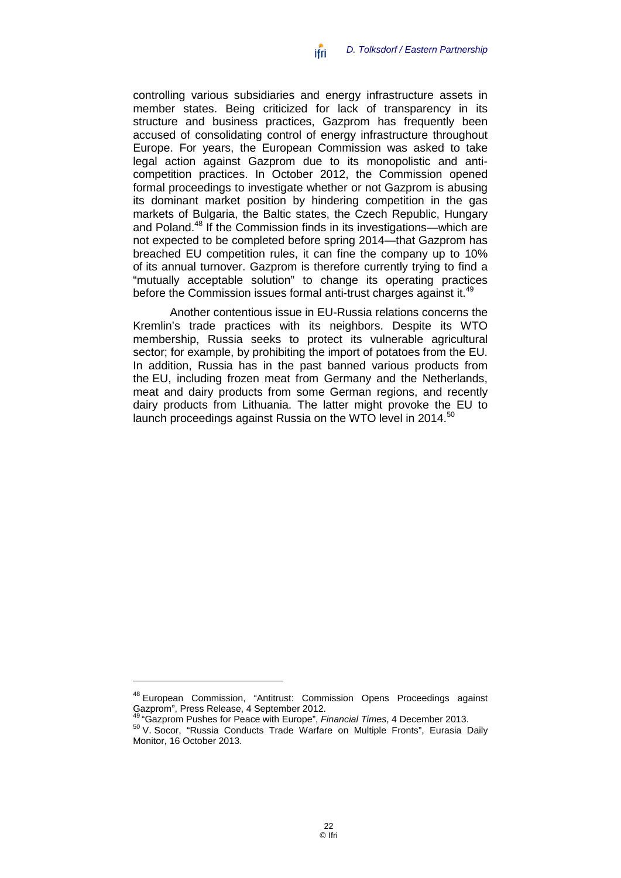controlling various subsidiaries and energy infrastructure assets in member states. Being criticized for lack of transparency in its structure and business practices, Gazprom has frequently been accused of consolidating control of energy infrastructure throughout Europe. For years, the European Commission was asked to take legal action against Gazprom due to its monopolistic and anti-competition practices. In October 2012, the Commission opened formal proceedings to investigate whether or not Gazprom is abusing its dominant market position by hindering competition in the gas markets of Bulgaria, the Baltic states, the Czech Republic, Hungary and Poland.[48] If the Commission finds in its investigations—which are not expected to be completed before spring 2014—that Gazprom has breached EU competition rules, it can fine the company up to 10% of its annual turnover. Gazprom is therefore currently trying to find a "mutually acceptable solution" to change its operating practices before the Commission issues formal anti-trust charges against it.[49]

Another contentious issue in EU-Russia relations concerns the Kremlin's trade practices with its neighbors. Despite its WTO membership, Russia seeks to protect its vulnerable agricultural sector; for example, by prohibiting the import of potatoes from the EU. In addition, Russia has in the past banned various products from the EU, including frozen meat from Germany and the Netherlands, meat and dairy products from some German regions, and recently dairy products from Lithuania. The latter might provoke the EU to launch proceedings against Russia on the WTO level in 2014.[50]

---

[48] European Commission, "Antitrust: Commission Opens Proceedings against Gazprom", Press Release, 4 September 2012.

[49] "Gazprom Pushes for Peace with Europe", *Financial Times*, 4 December 2013.

[50] V. Socor, "Russia Conducts Trade Warfare on Multiple Fronts", Eurasia Daily Monitor, 16 October 2013.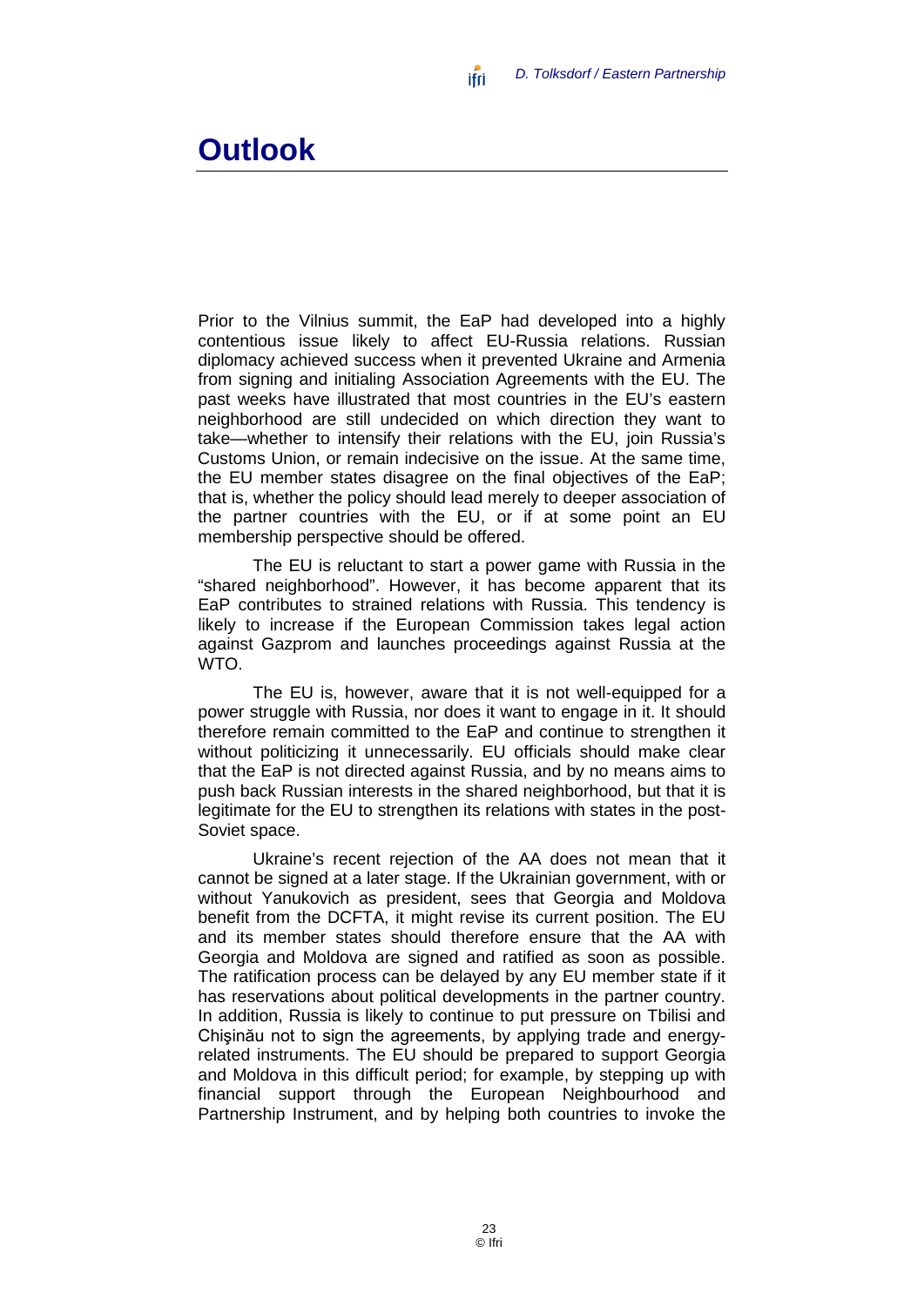# Outlook

Prior to the Vilnius summit, the EaP had developed into a highly contentious issue likely to affect EU-Russia relations. Russian diplomacy achieved success when it prevented Ukraine and Armenia from signing and initialing Association Agreements with the EU. The past weeks have illustrated that most countries in the EU's eastern neighborhood are still undecided on which direction they want to take—whether to intensify their relations with the EU, join Russia's Customs Union, or remain indecisive on the issue. At the same time, the EU member states disagree on the final objectives of the EaP; that is, whether the policy should lead merely to deeper association of the partner countries with the EU, or if at some point an EU membership perspective should be offered.

The EU is reluctant to start a power game with Russia in the "shared neighborhood". However, it has become apparent that its EaP contributes to strained relations with Russia. This tendency is likely to increase if the European Commission takes legal action against Gazprom and launches proceedings against Russia at the WTO.

The EU is, however, aware that it is not well-equipped for a power struggle with Russia, nor does it want to engage in it. It should therefore remain committed to the EaP and continue to strengthen it without politicizing it unnecessarily. EU officials should make clear that the EaP is not directed against Russia, and by no means aims to push back Russian interests in the shared neighborhood, but that it is legitimate for the EU to strengthen its relations with states in the post-Soviet space.

Ukraine's recent rejection of the AA does not mean that it cannot be signed at a later stage. If the Ukrainian government, with or without Yanukovich as president, sees that Georgia and Moldova benefit from the DCFTA, it might revise its current position. The EU and its member states should therefore ensure that the AA with Georgia and Moldova are signed and ratified as soon as possible. The ratification process can be delayed by any EU member state if it has reservations about political developments in the partner country. In addition, Russia is likely to continue to put pressure on Tbilisi and Chişinău not to sign the agreements, by applying trade and energy-related instruments. The EU should be prepared to support Georgia and Moldova in this difficult period; for example, by stepping up with financial support through the European Neighbourhood and Partnership Instrument, and by helping both countries to invoke the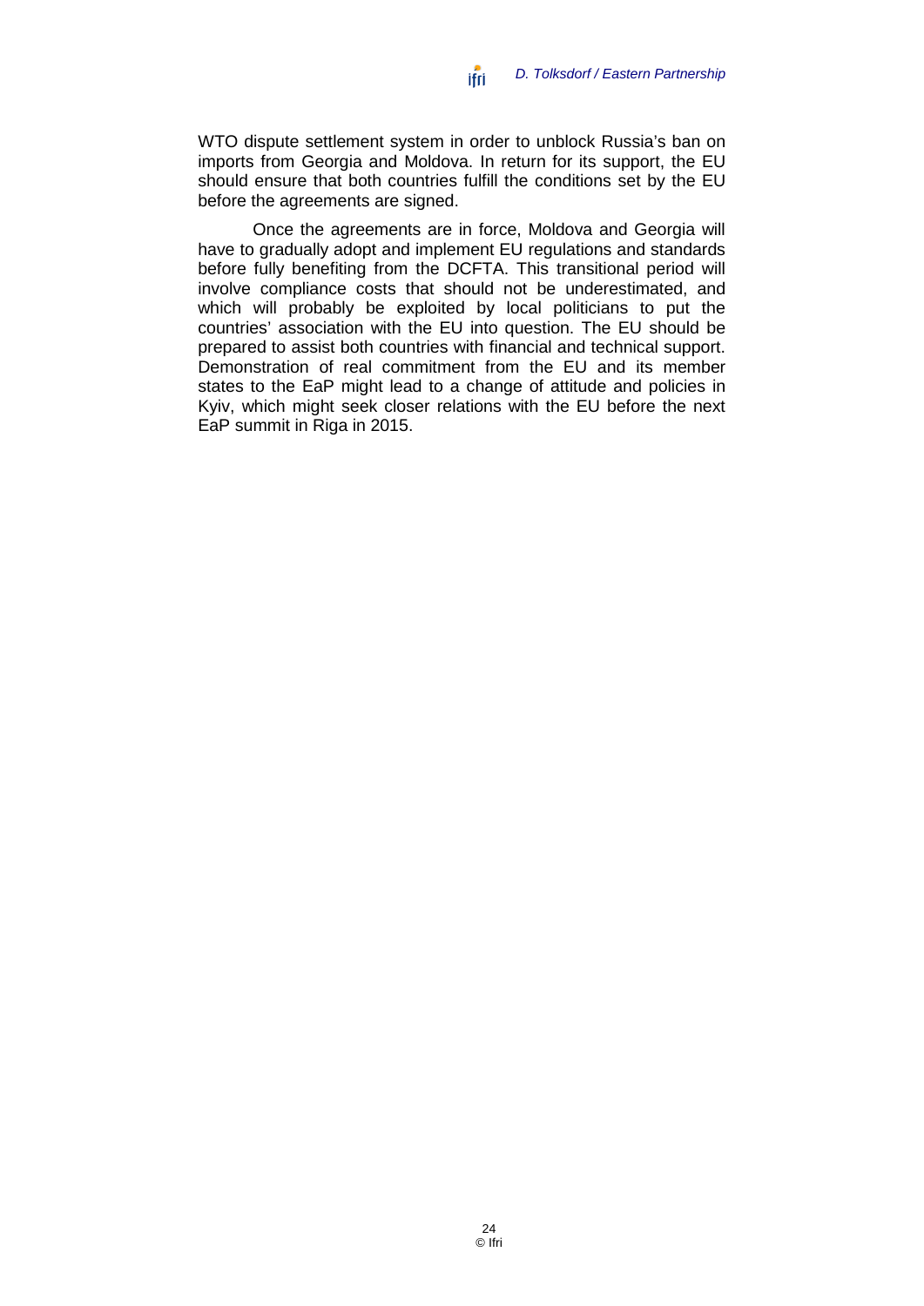WTO dispute settlement system in order to unblock Russia's ban on imports from Georgia and Moldova. In return for its support, the EU should ensure that both countries fulfill the conditions set by the EU before the agreements are signed.

Once the agreements are in force, Moldova and Georgia will have to gradually adopt and implement EU regulations and standards before fully benefiting from the DCFTA. This transitional period will involve compliance costs that should not be underestimated, and which will probably be exploited by local politicians to put the countries' association with the EU into question. The EU should be prepared to assist both countries with financial and technical support. Demonstration of real commitment from the EU and its member states to the EaP might lead to a change of attitude and policies in Kyiv, which might seek closer relations with the EU before the next EaP summit in Riga in 2015.